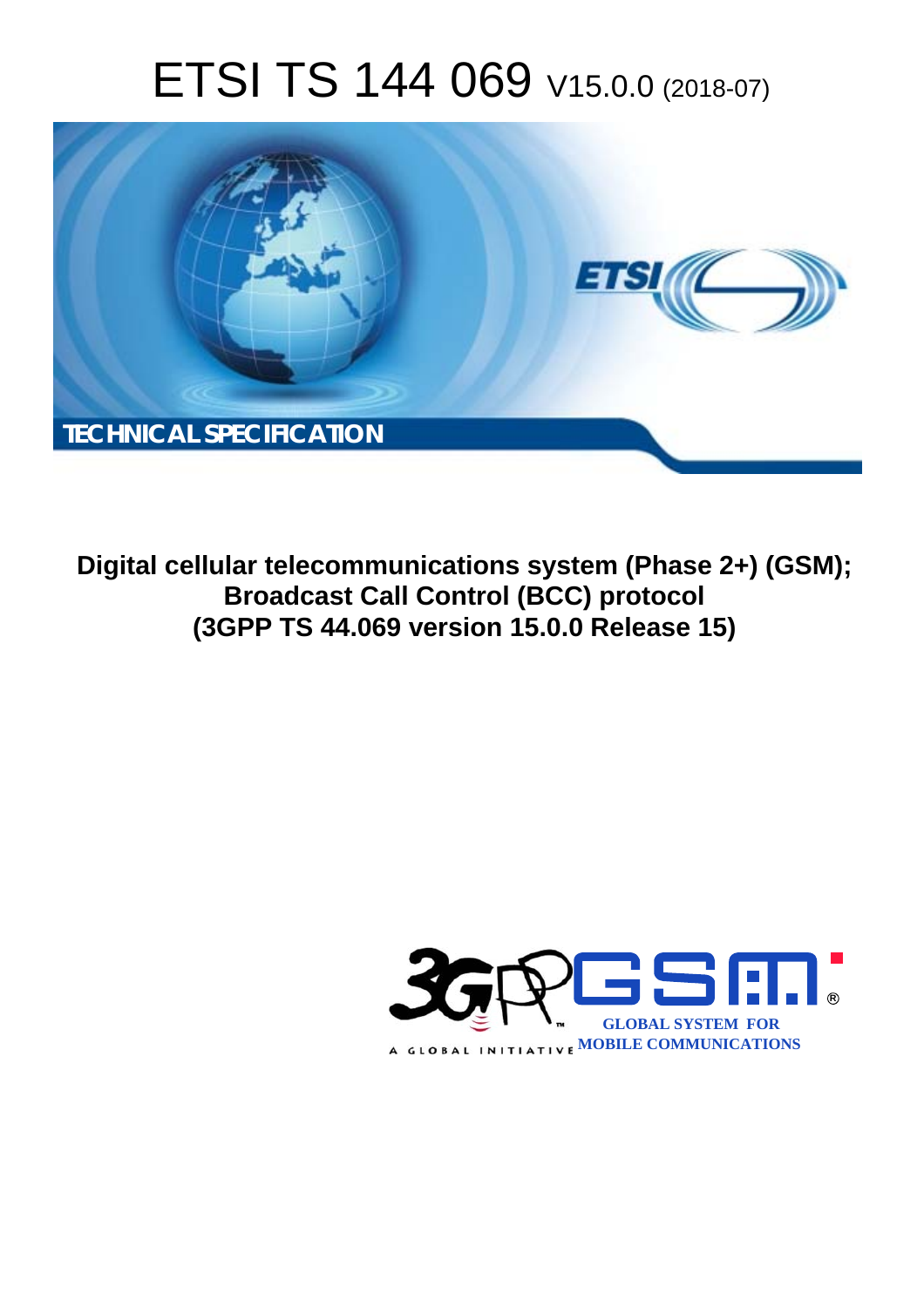# ETSI TS 144 069 V15.0.0 (2018-07)

TECHNICAL SPECIFICATION

**Digital cellular telecommunications system (Phase 2+) (GSM); Broadcast Call Control (BCC) protocol (3GPP TS 44.069 version 15.0.0 Release 15)**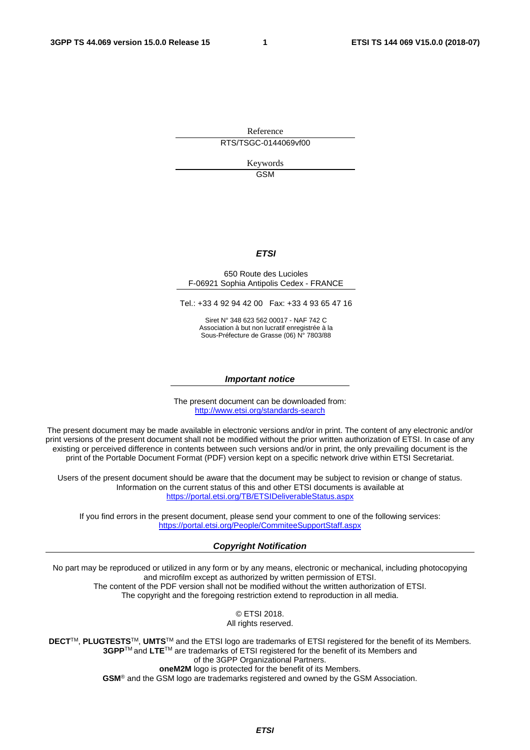Reference

RTS/TSGC-0144069vf00

Keywords

GSM

***ETSI***

650 Route des Lucioles
F-06921 Sophia Antipolis Cedex - FRANCE

Tel.: +33 4 92 94 42 00   Fax: +33 4 93 65 47 16

Siret N° 348 623 562 00017 - NAF 742 C
Association à but non lucratif enregistrée à la
Sous-Préfecture de Grasse (06) N° 7803/88

***Important notice***

The present document can be downloaded from:
http://www.etsi.org/standards-search

The present document may be made available in electronic versions and/or in print. The content of any electronic and/or print versions of the present document shall not be modified without the prior written authorization of ETSI. In case of any existing or perceived difference in contents between such versions and/or in print, the only prevailing document is the print of the Portable Document Format (PDF) version kept on a specific network drive within ETSI Secretariat.

Users of the present document should be aware that the document may be subject to revision or change of status. Information on the current status of this and other ETSI documents is available at
https://portal.etsi.org/TB/ETSIDeliverableStatus.aspx

If you find errors in the present document, please send your comment to one of the following services:
https://portal.etsi.org/People/CommiteeSupportStaff.aspx

***Copyright Notification***

No part may be reproduced or utilized in any form or by any means, electronic or mechanical, including photocopying and microfilm except as authorized by written permission of ETSI.
The content of the PDF version shall not be modified without the written authorization of ETSI.
The copyright and the foregoing restriction extend to reproduction in all media.

© ETSI 2018.
All rights reserved.

**DECT**TM, **PLUGTESTS**TM, **UMTS**TM and the ETSI logo are trademarks of ETSI registered for the benefit of its Members.
**3GPP**TM and **LTE**TM are trademarks of ETSI registered for the benefit of its Members and
of the 3GPP Organizational Partners.
**oneM2M** logo is protected for the benefit of its Members.
**GSM**® and the GSM logo are trademarks registered and owned by the GSM Association.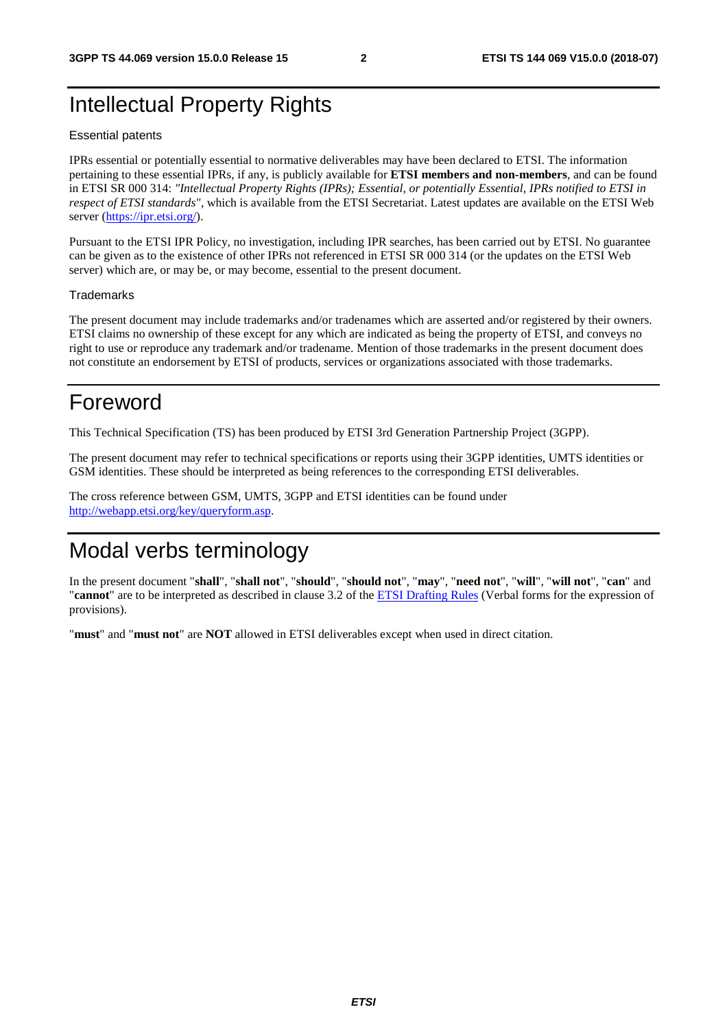# Intellectual Property Rights

Essential patents

IPRs essential or potentially essential to normative deliverables may have been declared to ETSI. The information pertaining to these essential IPRs, if any, is publicly available for **ETSI members and non-members**, and can be found in ETSI SR 000 314: *"Intellectual Property Rights (IPRs); Essential, or potentially Essential, IPRs notified to ETSI in respect of ETSI standards"*, which is available from the ETSI Secretariat. Latest updates are available on the ETSI Web server (https://ipr.etsi.org/).

Pursuant to the ETSI IPR Policy, no investigation, including IPR searches, has been carried out by ETSI. No guarantee can be given as to the existence of other IPRs not referenced in ETSI SR 000 314 (or the updates on the ETSI Web server) which are, or may be, or may become, essential to the present document.

Trademarks

The present document may include trademarks and/or tradenames which are asserted and/or registered by their owners. ETSI claims no ownership of these except for any which are indicated as being the property of ETSI, and conveys no right to use or reproduce any trademark and/or tradename. Mention of those trademarks in the present document does not constitute an endorsement by ETSI of products, services or organizations associated with those trademarks.

# Foreword

This Technical Specification (TS) has been produced by ETSI 3rd Generation Partnership Project (3GPP).

The present document may refer to technical specifications or reports using their 3GPP identities, UMTS identities or GSM identities. These should be interpreted as being references to the corresponding ETSI deliverables.

The cross reference between GSM, UMTS, 3GPP and ETSI identities can be found under http://webapp.etsi.org/key/queryform.asp.

# Modal verbs terminology

In the present document "**shall**", "**shall not**", "**should**", "**should not**", "**may**", "**need not**", "**will**", "**will not**", "**can**" and "**cannot**" are to be interpreted as described in clause 3.2 of the ETSI Drafting Rules (Verbal forms for the expression of provisions).

"**must**" and "**must not**" are **NOT** allowed in ETSI deliverables except when used in direct citation.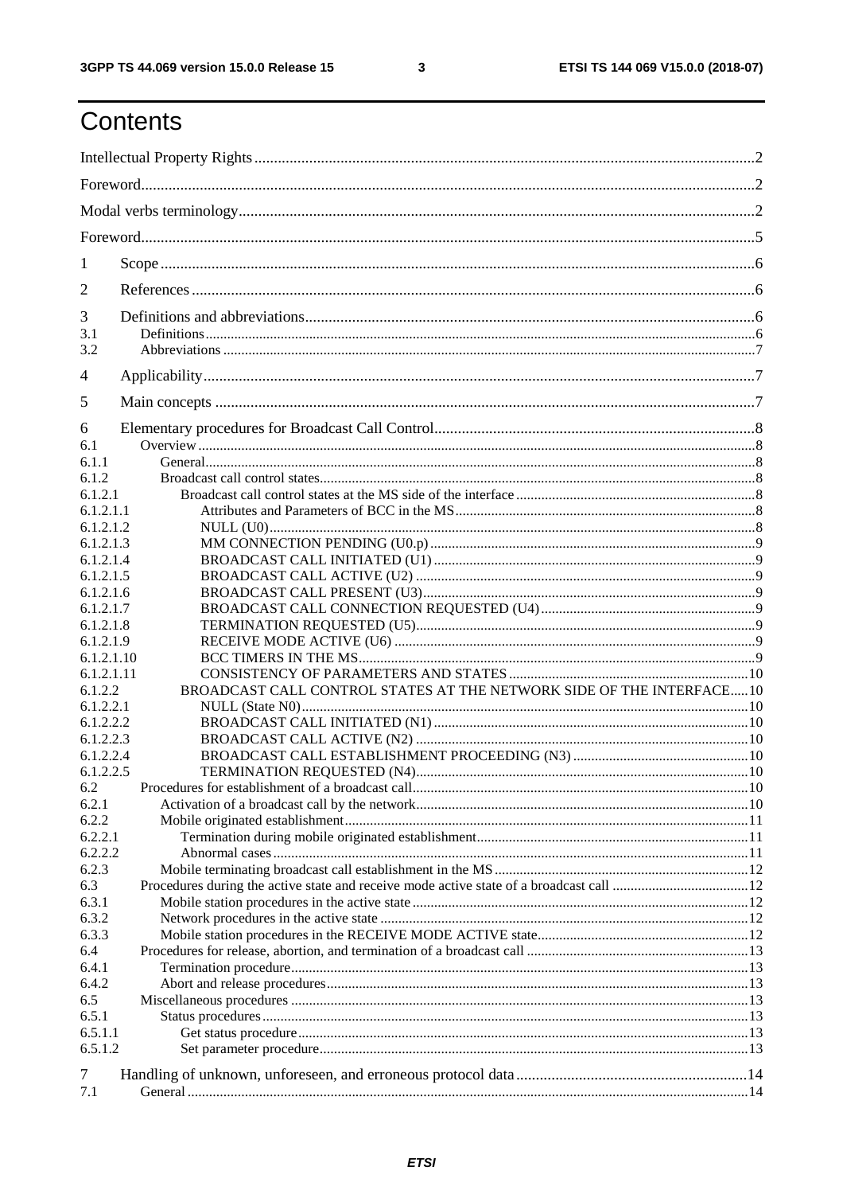# Contents

Intellectual Property Rights ..... 2

Foreword ..... 2

Modal verbs terminology ..... 2

Foreword ..... 5

1 Scope ..... 6

2 References ..... 6

3 Definitions and abbreviations ..... 6

3.1 Definitions ..... 6

3.2 Abbreviations ..... 7

4 Applicability ..... 7

5 Main concepts ..... 7

6 Elementary procedures for Broadcast Call Control ..... 8

6.1 Overview ..... 8

6.1.1 General ..... 8

6.1.2 Broadcast call control states ..... 8

6.1.2.1 Broadcast call control states at the MS side of the interface ..... 8

6.1.2.1.1 Attributes and Parameters of BCC in the MS ..... 8

6.1.2.1.2 NULL (U0) ..... 8

6.1.2.1.3 MM CONNECTION PENDING (U0.p) ..... 9

6.1.2.1.4 BROADCAST CALL INITIATED (U1) ..... 9

6.1.2.1.5 BROADCAST CALL ACTIVE (U2) ..... 9

6.1.2.1.6 BROADCAST CALL PRESENT (U3) ..... 9

6.1.2.1.7 BROADCAST CALL CONNECTION REQUESTED (U4) ..... 9

6.1.2.1.8 TERMINATION REQUESTED (U5) ..... 9

6.1.2.1.9 RECEIVE MODE ACTIVE (U6) ..... 9

6.1.2.1.10 BCC TIMERS IN THE MS ..... 9

6.1.2.1.11 CONSISTENCY OF PARAMETERS AND STATES ..... 10

6.1.2.2 BROADCAST CALL CONTROL STATES AT THE NETWORK SIDE OF THE INTERFACE ..... 10

6.1.2.2.1 NULL (State N0) ..... 10

6.1.2.2.2 BROADCAST CALL INITIATED (N1) ..... 10

6.1.2.2.3 BROADCAST CALL ACTIVE (N2) ..... 10

6.1.2.2.4 BROADCAST CALL ESTABLISHMENT PROCEEDING (N3) ..... 10

6.1.2.2.5 TERMINATION REQUESTED (N4) ..... 10

6.2 Procedures for establishment of a broadcast call ..... 10

6.2.1 Activation of a broadcast call by the network ..... 10

6.2.2 Mobile originated establishment ..... 11

6.2.2.1 Termination during mobile originated establishment ..... 11

6.2.2.2 Abnormal cases ..... 11

6.2.3 Mobile terminating broadcast call establishment in the MS ..... 12

6.3 Procedures during the active state and receive mode active state of a broadcast call ..... 12

6.3.1 Mobile station procedures in the active state ..... 12

6.3.2 Network procedures in the active state ..... 12

6.3.3 Mobile station procedures in the RECEIVE MODE ACTIVE state ..... 12

6.4 Procedures for release, abortion, and termination of a broadcast call ..... 13

6.4.1 Termination procedure ..... 13

6.4.2 Abort and release procedures ..... 13

6.5 Miscellaneous procedures ..... 13

6.5.1 Status procedures ..... 13

6.5.1.1 Get status procedure ..... 13

6.5.1.2 Set parameter procedure ..... 13

7 Handling of unknown, unforeseen, and erroneous protocol data ..... 14

7.1 General ..... 14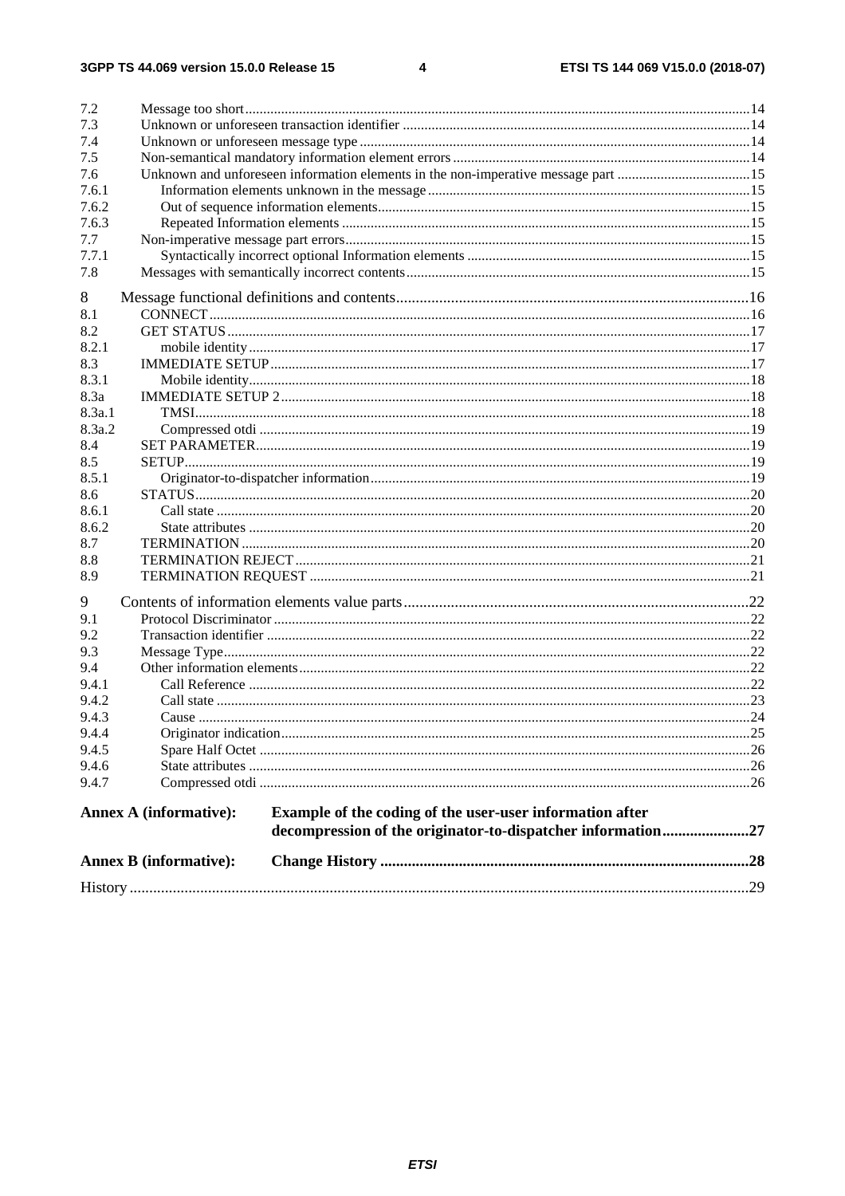7.2 Message too short ....................................................................................................................................14
7.3 Unknown or unforeseen transaction identifier ................................................................................................14
7.4 Unknown or unforeseen message type ............................................................................................................14
7.5 Non-semantical mandatory information element errors ..................................................................................14
7.6 Unknown and unforeseen information elements in the non-imperative message part .....................................15
7.6.1 Information elements unknown in the message .........................................................................................15
7.6.2 Out of sequence information elements.......................................................................................................15
7.6.3 Repeated Information elements .................................................................................................................15
7.7 Non-imperative message part errors ................................................................................................................15
7.7.1 Syntactically incorrect optional Information elements ..............................................................................15
7.8 Messages with semantically incorrect contents ...............................................................................................15

8 Message functional definitions and contents ........................................................................................16
8.1 CONNECT ......................................................................................................................................................16
8.2 GET STATUS .................................................................................................................................................17
8.2.1 mobile identity ...........................................................................................................................................17
8.3 IMMEDIATE SETUP .....................................................................................................................................17
8.3.1 Mobile identity ...........................................................................................................................................18
8.3a IMMEDIATE SETUP 2 ..................................................................................................................................18
8.3a.1 TMSI ..........................................................................................................................................................18
8.3a.2 Compressed otdi ........................................................................................................................................19
8.4 SET PARAMETER .........................................................................................................................................19
8.5 SETUP ............................................................................................................................................................19
8.5.1 Originator-to-dispatcher information .........................................................................................................19
8.6 STATUS ..........................................................................................................................................................20
8.6.1 Call state ....................................................................................................................................................20
8.6.2 State attributes ...........................................................................................................................................20
8.7 TERMINATION .............................................................................................................................................20
8.8 TERMINATION REJECT ..............................................................................................................................21
8.9 TERMINATION REQUEST ..........................................................................................................................21

9 Contents of information elements value parts .......................................................................................22
9.1 Protocol Discriminator ....................................................................................................................................22
9.2 Transaction identifier ......................................................................................................................................22
9.3 Message Type ..................................................................................................................................................22
9.4 Other information elements .............................................................................................................................22
9.4.1 Call Reference ...........................................................................................................................................22
9.4.2 Call state ....................................................................................................................................................23
9.4.3 Cause .........................................................................................................................................................24
9.4.4 Originator indication ..................................................................................................................................25
9.4.5 Spare Half Octet ........................................................................................................................................26
9.4.6 State attributes ...........................................................................................................................................26
9.4.7 Compressed otdi ........................................................................................................................................26

**Annex A (informative): Example of the coding of the user-user information after decompression of the originator-to-dispatcher information......................27**

**Annex B (informative): Change History .............................................................................................28**

History ..............................................................................................................................................................29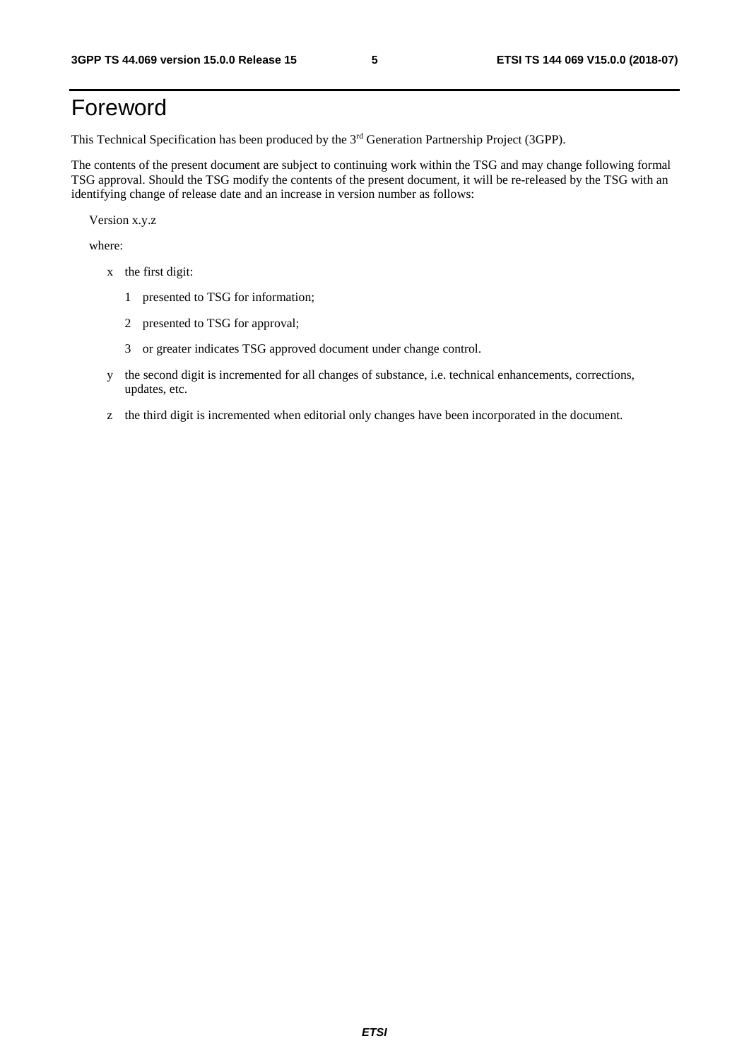# Foreword

This Technical Specification has been produced by the 3rd Generation Partnership Project (3GPP).

The contents of the present document are subject to continuing work within the TSG and may change following formal TSG approval. Should the TSG modify the contents of the present document, it will be re-released by the TSG with an identifying change of release date and an increase in version number as follows:

Version x.y.z

where:

- x the first digit:
  - 1 presented to TSG for information;
  - 2 presented to TSG for approval;
  - 3 or greater indicates TSG approved document under change control.
- y the second digit is incremented for all changes of substance, i.e. technical enhancements, corrections, updates, etc.
- z the third digit is incremented when editorial only changes have been incorporated in the document.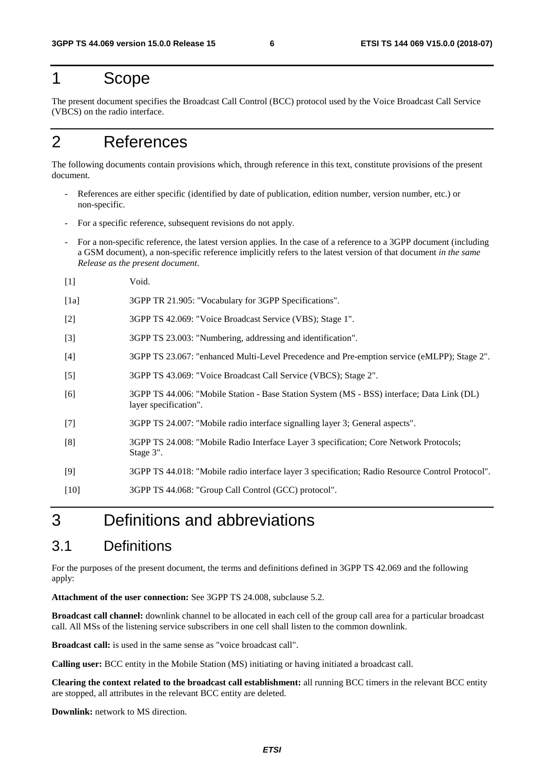# 1 Scope

The present document specifies the Broadcast Call Control (BCC) protocol used by the Voice Broadcast Call Service (VBCS) on the radio interface.

# 2 References

The following documents contain provisions which, through reference in this text, constitute provisions of the present document.

- References are either specific (identified by date of publication, edition number, version number, etc.) or non-specific.
- For a specific reference, subsequent revisions do not apply.
- For a non-specific reference, the latest version applies. In the case of a reference to a 3GPP document (including a GSM document), a non-specific reference implicitly refers to the latest version of that document *in the same Release as the present document*.

[1] Void.

[1a] 3GPP TR 21.905: "Vocabulary for 3GPP Specifications".

[2] 3GPP TS 42.069: "Voice Broadcast Service (VBS); Stage 1".

[3] 3GPP TS 23.003: "Numbering, addressing and identification".

[4] 3GPP TS 23.067: "enhanced Multi-Level Precedence and Pre-emption service (eMLPP); Stage 2".

[5] 3GPP TS 43.069: "Voice Broadcast Call Service (VBCS); Stage 2".

[6] 3GPP TS 44.006: "Mobile Station - Base Station System (MS - BSS) interface; Data Link (DL) layer specification".

[7] 3GPP TS 24.007: "Mobile radio interface signalling layer 3; General aspects".

[8] 3GPP TS 24.008: "Mobile Radio Interface Layer 3 specification; Core Network Protocols; Stage 3".

[9] 3GPP TS 44.018: "Mobile radio interface layer 3 specification; Radio Resource Control Protocol".

[10] 3GPP TS 44.068: "Group Call Control (GCC) protocol".

# 3 Definitions and abbreviations

## 3.1 Definitions

For the purposes of the present document, the terms and definitions defined in 3GPP TS 42.069 and the following apply:

**Attachment of the user connection:** See 3GPP TS 24.008, subclause 5.2.

**Broadcast call channel:** downlink channel to be allocated in each cell of the group call area for a particular broadcast call. All MSs of the listening service subscribers in one cell shall listen to the common downlink.

**Broadcast call:** is used in the same sense as "voice broadcast call".

**Calling user:** BCC entity in the Mobile Station (MS) initiating or having initiated a broadcast call.

**Clearing the context related to the broadcast call establishment:** all running BCC timers in the relevant BCC entity are stopped, all attributes in the relevant BCC entity are deleted.

**Downlink:** network to MS direction.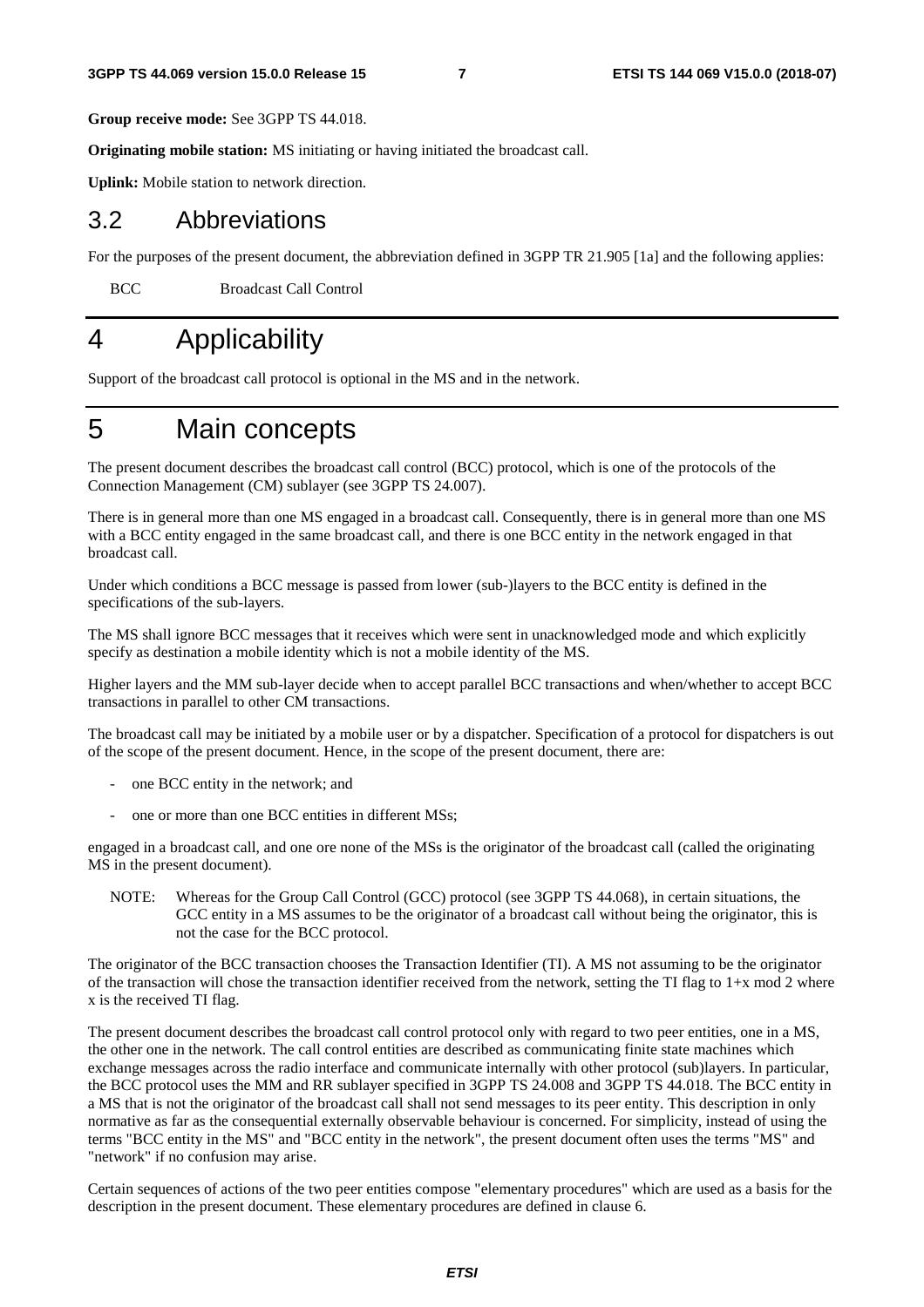**Group receive mode:** See 3GPP TS 44.018.

**Originating mobile station:** MS initiating or having initiated the broadcast call.

**Uplink:** Mobile station to network direction.

## 3.2 Abbreviations

For the purposes of the present document, the abbreviation defined in 3GPP TR 21.905 [1a] and the following applies:

BCC Broadcast Call Control

# 4 Applicability

Support of the broadcast call protocol is optional in the MS and in the network.

# 5 Main concepts

The present document describes the broadcast call control (BCC) protocol, which is one of the protocols of the Connection Management (CM) sublayer (see 3GPP TS 24.007).

There is in general more than one MS engaged in a broadcast call. Consequently, there is in general more than one MS with a BCC entity engaged in the same broadcast call, and there is one BCC entity in the network engaged in that broadcast call.

Under which conditions a BCC message is passed from lower (sub-)layers to the BCC entity is defined in the specifications of the sub-layers.

The MS shall ignore BCC messages that it receives which were sent in unacknowledged mode and which explicitly specify as destination a mobile identity which is not a mobile identity of the MS.

Higher layers and the MM sub-layer decide when to accept parallel BCC transactions and when/whether to accept BCC transactions in parallel to other CM transactions.

The broadcast call may be initiated by a mobile user or by a dispatcher. Specification of a protocol for dispatchers is out of the scope of the present document. Hence, in the scope of the present document, there are:

- one BCC entity in the network; and
- one or more than one BCC entities in different MSs;

engaged in a broadcast call, and one ore none of the MSs is the originator of the broadcast call (called the originating MS in the present document).

NOTE: Whereas for the Group Call Control (GCC) protocol (see 3GPP TS 44.068), in certain situations, the GCC entity in a MS assumes to be the originator of a broadcast call without being the originator, this is not the case for the BCC protocol.

The originator of the BCC transaction chooses the Transaction Identifier (TI). A MS not assuming to be the originator of the transaction will chose the transaction identifier received from the network, setting the TI flag to 1+x mod 2 where x is the received TI flag.

The present document describes the broadcast call control protocol only with regard to two peer entities, one in a MS, the other one in the network. The call control entities are described as communicating finite state machines which exchange messages across the radio interface and communicate internally with other protocol (sub)layers. In particular, the BCC protocol uses the MM and RR sublayer specified in 3GPP TS 24.008 and 3GPP TS 44.018. The BCC entity in a MS that is not the originator of the broadcast call shall not send messages to its peer entity. This description in only normative as far as the consequential externally observable behaviour is concerned. For simplicity, instead of using the terms "BCC entity in the MS" and "BCC entity in the network", the present document often uses the terms "MS" and "network" if no confusion may arise.

Certain sequences of actions of the two peer entities compose "elementary procedures" which are used as a basis for the description in the present document. These elementary procedures are defined in clause 6.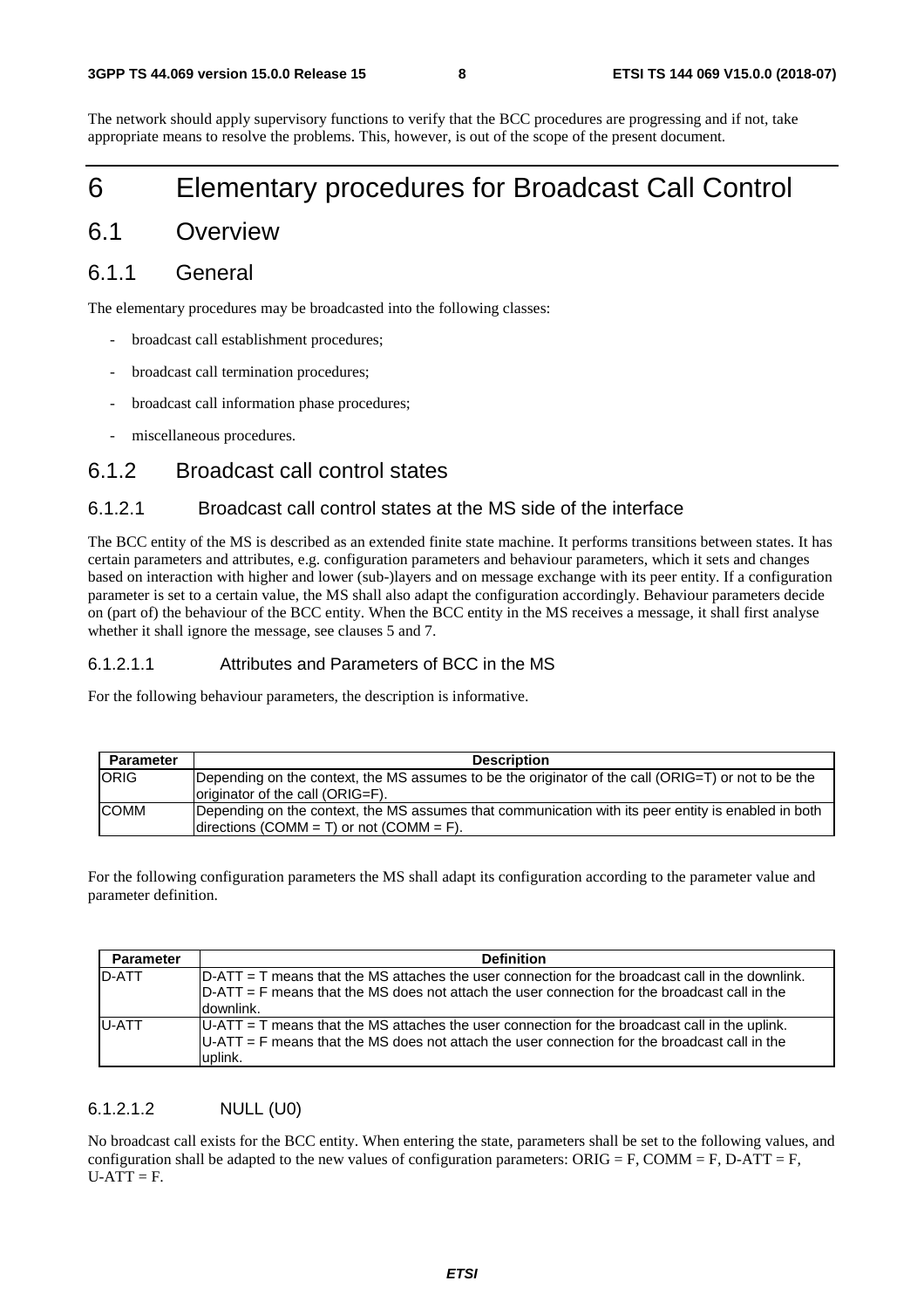The network should apply supervisory functions to verify that the BCC procedures are progressing and if not, take appropriate means to resolve the problems. This, however, is out of the scope of the present document.

# 6 Elementary procedures for Broadcast Call Control

## 6.1 Overview

### 6.1.1 General

The elementary procedures may be broadcasted into the following classes:

- broadcast call establishment procedures;
- broadcast call termination procedures;
- broadcast call information phase procedures;
- miscellaneous procedures.

### 6.1.2 Broadcast call control states

#### 6.1.2.1 Broadcast call control states at the MS side of the interface

The BCC entity of the MS is described as an extended finite state machine. It performs transitions between states. It has certain parameters and attributes, e.g. configuration parameters and behaviour parameters, which it sets and changes based on interaction with higher and lower (sub-)layers and on message exchange with its peer entity. If a configuration parameter is set to a certain value, the MS shall also adapt the configuration accordingly. Behaviour parameters decide on (part of) the behaviour of the BCC entity. When the BCC entity in the MS receives a message, it shall first analyse whether it shall ignore the message, see clauses 5 and 7.

##### 6.1.2.1.1 Attributes and Parameters of BCC in the MS

For the following behaviour parameters, the description is informative.

| Parameter | Description |
|---|---|
| ORIG | Depending on the context, the MS assumes to be the originator of the call (ORIG=T) or not to be the originator of the call (ORIG=F). |
| COMM | Depending on the context, the MS assumes that communication with its peer entity is enabled in both directions (COMM = T) or not (COMM = F). |

For the following configuration parameters the MS shall adapt its configuration according to the parameter value and parameter definition.

| Parameter | Definition |
|---|---|
| D-ATT | D-ATT = T means that the MS attaches the user connection for the broadcast call in the downlink.<br>D-ATT = F means that the MS does not attach the user connection for the broadcast call in the downlink. |
| U-ATT | U-ATT = T means that the MS attaches the user connection for the broadcast call in the uplink.<br>U-ATT = F means that the MS does not attach the user connection for the broadcast call in the uplink. |

##### 6.1.2.1.2 NULL (U0)

No broadcast call exists for the BCC entity. When entering the state, parameters shall be set to the following values, and configuration shall be adapted to the new values of configuration parameters: ORIG = F, COMM = F, D-ATT = F, U-ATT = F.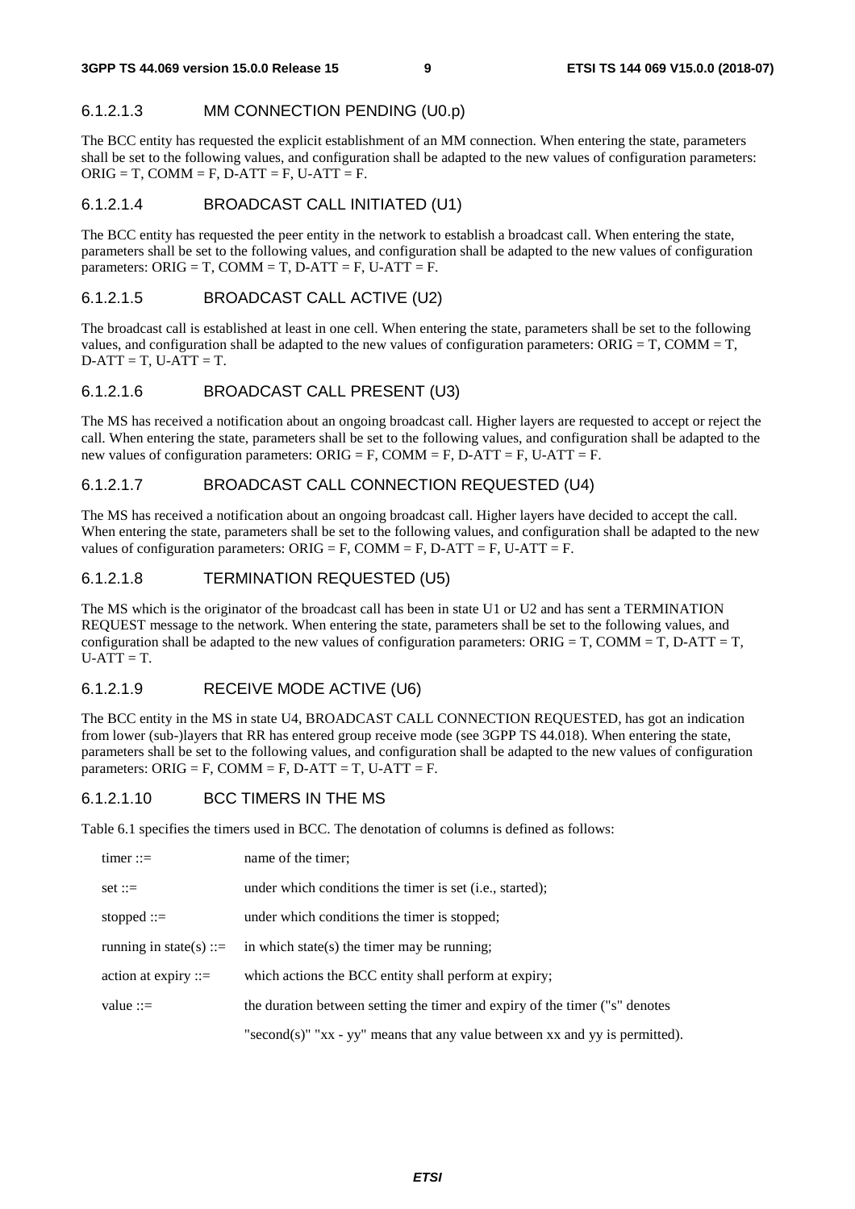#### 6.1.2.1.3 MM CONNECTION PENDING (U0.p)

The BCC entity has requested the explicit establishment of an MM connection. When entering the state, parameters shall be set to the following values, and configuration shall be adapted to the new values of configuration parameters: ORIG = T, COMM = F, D-ATT = F, U-ATT = F.

#### 6.1.2.1.4 BROADCAST CALL INITIATED (U1)

The BCC entity has requested the peer entity in the network to establish a broadcast call. When entering the state, parameters shall be set to the following values, and configuration shall be adapted to the new values of configuration parameters: ORIG = T, COMM = T, D-ATT = F, U-ATT = F.

#### 6.1.2.1.5 BROADCAST CALL ACTIVE (U2)

The broadcast call is established at least in one cell. When entering the state, parameters shall be set to the following values, and configuration shall be adapted to the new values of configuration parameters: ORIG = T, COMM = T, D-ATT = T, U-ATT = T.

#### 6.1.2.1.6 BROADCAST CALL PRESENT (U3)

The MS has received a notification about an ongoing broadcast call. Higher layers are requested to accept or reject the call. When entering the state, parameters shall be set to the following values, and configuration shall be adapted to the new values of configuration parameters: ORIG = F, COMM = F, D-ATT = F, U-ATT = F.

#### 6.1.2.1.7 BROADCAST CALL CONNECTION REQUESTED (U4)

The MS has received a notification about an ongoing broadcast call. Higher layers have decided to accept the call. When entering the state, parameters shall be set to the following values, and configuration shall be adapted to the new values of configuration parameters: ORIG = F, COMM = F, D-ATT = F, U-ATT = F.

#### 6.1.2.1.8 TERMINATION REQUESTED (U5)

The MS which is the originator of the broadcast call has been in state U1 or U2 and has sent a TERMINATION REQUEST message to the network. When entering the state, parameters shall be set to the following values, and configuration shall be adapted to the new values of configuration parameters: ORIG = T, COMM = T, D-ATT = T, U-ATT = T.

#### 6.1.2.1.9 RECEIVE MODE ACTIVE (U6)

The BCC entity in the MS in state U4, BROADCAST CALL CONNECTION REQUESTED, has got an indication from lower (sub-)layers that RR has entered group receive mode (see 3GPP TS 44.018). When entering the state, parameters shall be set to the following values, and configuration shall be adapted to the new values of configuration parameters: ORIG = F, COMM = F, D-ATT = T, U-ATT = F.

#### 6.1.2.1.10 BCC TIMERS IN THE MS

Table 6.1 specifies the timers used in BCC. The denotation of columns is defined as follows:

timer ::= name of the timer;

set ::= under which conditions the timer is set (i.e., started);

stopped ::= under which conditions the timer is stopped;

running in state(s) ::= in which state(s) the timer may be running;

action at expiry ::= which actions the BCC entity shall perform at expiry;

value ::= the duration between setting the timer and expiry of the timer ("s" denotes "second(s)" "xx - yy" means that any value between xx and yy is permitted).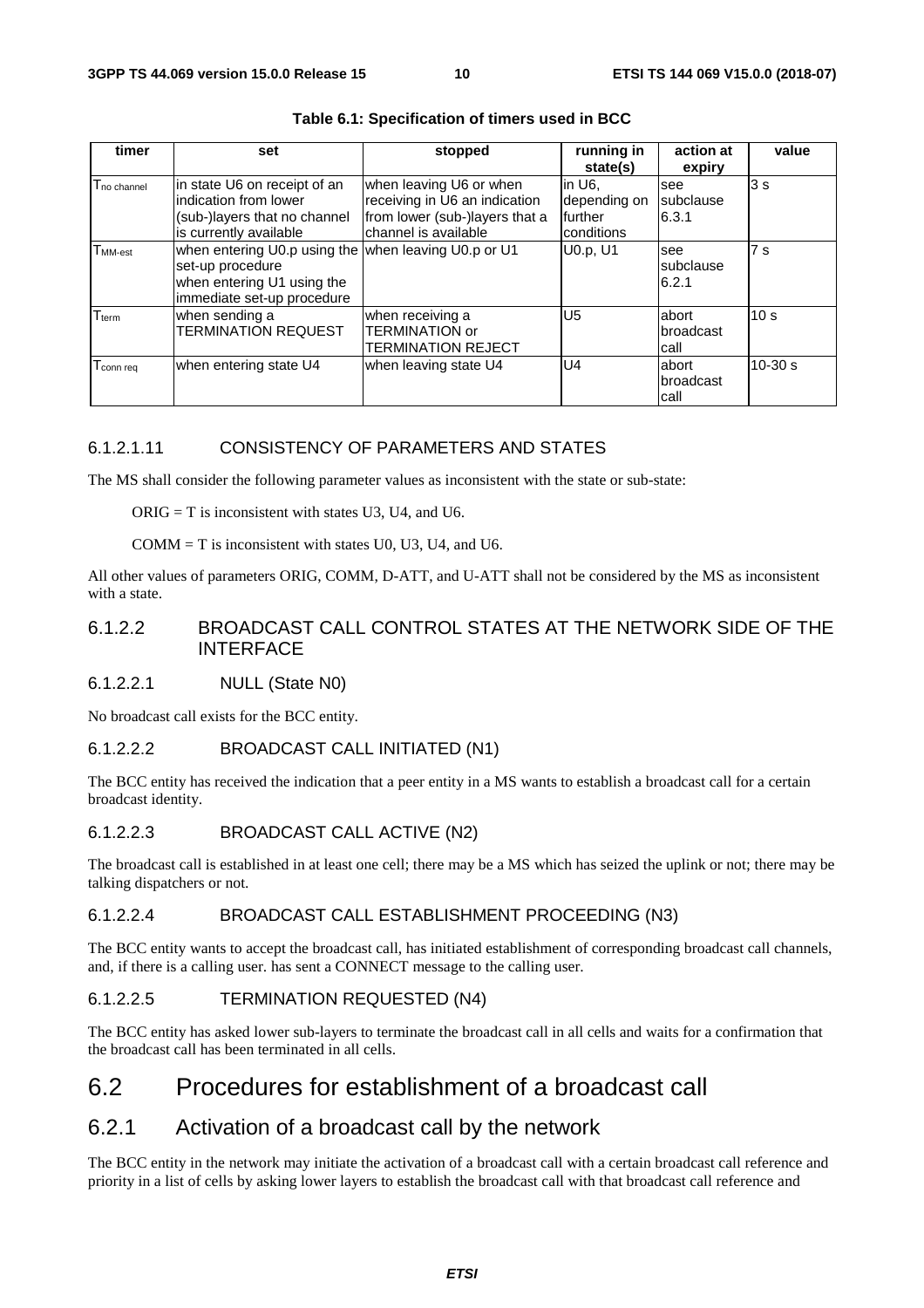**Table 6.1: Specification of timers used in BCC**

| timer | set | stopped | running in state(s) | action at expiry | value |
|---|---|---|---|---|---|
| $T_{no\ channel}$ | in state U6 on receipt of an indication from lower (sub-)layers that no channel is currently available | when leaving U6 or when receiving in U6 an indication from lower (sub-)layers that a channel is available | in U6, depending on further conditions | see subclause 6.3.1 | 3 s |
| $T_{MM\text{-}est}$ | when entering U0.p using the set-up procedure<br>when entering U1 using the immediate set-up procedure | when leaving U0.p or U1 | U0.p, U1 | see subclause 6.2.1 | 7 s |
| $T_{term}$ | when sending a TERMINATION REQUEST | when receiving a TERMINATION or TERMINATION REJECT | U5 | abort broadcast call | 10 s |
| $T_{conn\ req}$ | when entering state U4 | when leaving state U4 | U4 | abort broadcast call | 10-30 s |

#### 6.1.2.1.11 CONSISTENCY OF PARAMETERS AND STATES

The MS shall consider the following parameter values as inconsistent with the state or sub-state:

ORIG = T is inconsistent with states U3, U4, and U6.

COMM = T is inconsistent with states U0, U3, U4, and U6.

All other values of parameters ORIG, COMM, D-ATT, and U-ATT shall not be considered by the MS as inconsistent with a state.

### 6.1.2.2 BROADCAST CALL CONTROL STATES AT THE NETWORK SIDE OF THE INTERFACE

#### 6.1.2.2.1 NULL (State N0)

No broadcast call exists for the BCC entity.

#### 6.1.2.2.2 BROADCAST CALL INITIATED (N1)

The BCC entity has received the indication that a peer entity in a MS wants to establish a broadcast call for a certain broadcast identity.

#### 6.1.2.2.3 BROADCAST CALL ACTIVE (N2)

The broadcast call is established in at least one cell; there may be a MS which has seized the uplink or not; there may be talking dispatchers or not.

#### 6.1.2.2.4 BROADCAST CALL ESTABLISHMENT PROCEEDING (N3)

The BCC entity wants to accept the broadcast call, has initiated establishment of corresponding broadcast call channels, and, if there is a calling user. has sent a CONNECT message to the calling user.

#### 6.1.2.2.5 TERMINATION REQUESTED (N4)

The BCC entity has asked lower sub-layers to terminate the broadcast call in all cells and waits for a confirmation that the broadcast call has been terminated in all cells.

# 6.2 Procedures for establishment of a broadcast call

## 6.2.1 Activation of a broadcast call by the network

The BCC entity in the network may initiate the activation of a broadcast call with a certain broadcast call reference and priority in a list of cells by asking lower layers to establish the broadcast call with that broadcast call reference and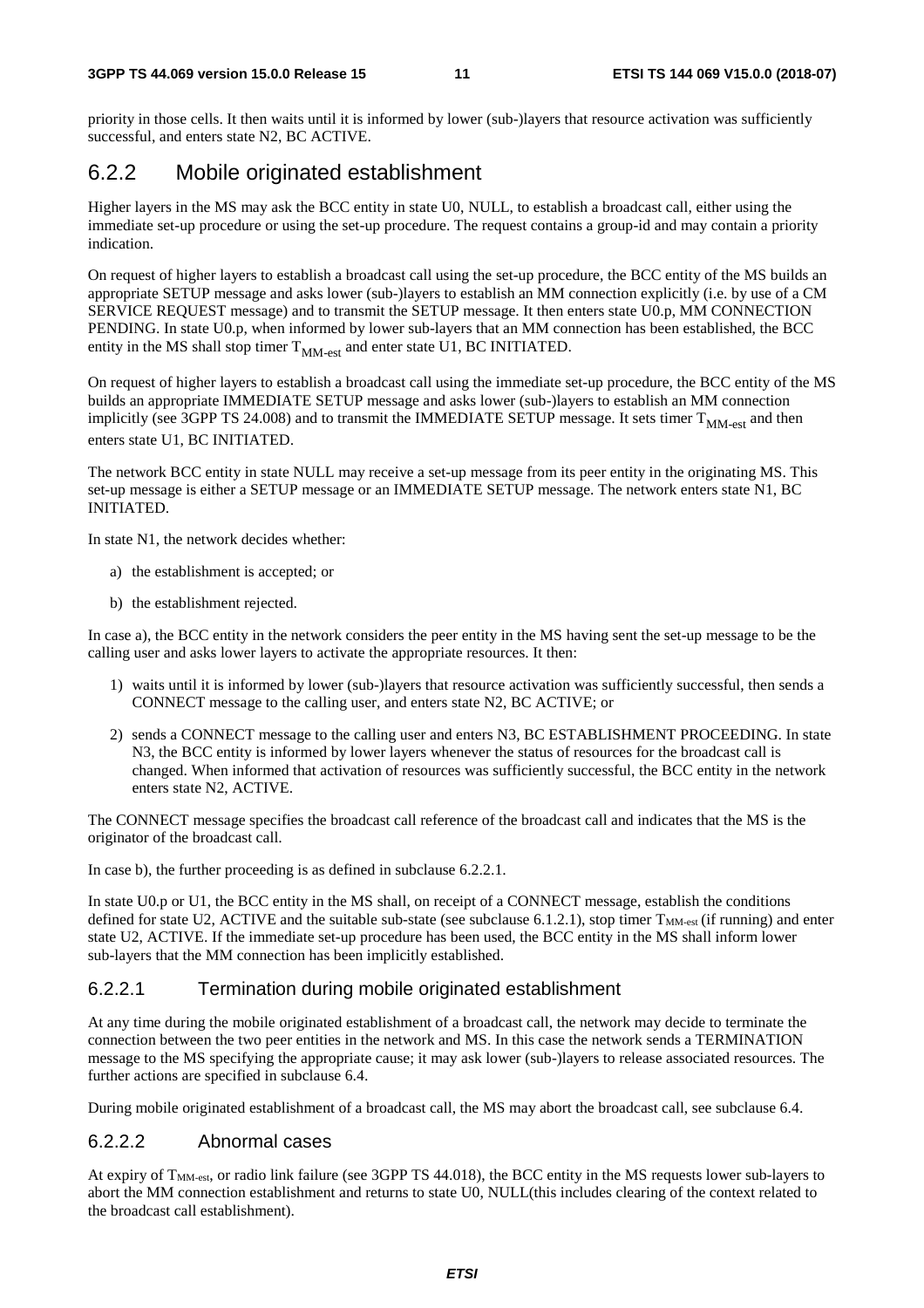priority in those cells. It then waits until it is informed by lower (sub-)layers that resource activation was sufficiently successful, and enters state N2, BC ACTIVE.

## 6.2.2 Mobile originated establishment

Higher layers in the MS may ask the BCC entity in state U0, NULL, to establish a broadcast call, either using the immediate set-up procedure or using the set-up procedure. The request contains a group-id and may contain a priority indication.

On request of higher layers to establish a broadcast call using the set-up procedure, the BCC entity of the MS builds an appropriate SETUP message and asks lower (sub-)layers to establish an MM connection explicitly (i.e. by use of a CM SERVICE REQUEST message) and to transmit the SETUP message. It then enters state U0.p, MM CONNECTION PENDING. In state U0.p, when informed by lower sub-layers that an MM connection has been established, the BCC entity in the MS shall stop timer $T_{MM\text{-}est}$ and enter state U1, BC INITIATED.

On request of higher layers to establish a broadcast call using the immediate set-up procedure, the BCC entity of the MS builds an appropriate IMMEDIATE SETUP message and asks lower (sub-)layers to establish an MM connection implicitly (see 3GPP TS 24.008) and to transmit the IMMEDIATE SETUP message. It sets timer $T_{MM\text{-}est}$ and then enters state U1, BC INITIATED.

The network BCC entity in state NULL may receive a set-up message from its peer entity in the originating MS. This set-up message is either a SETUP message or an IMMEDIATE SETUP message. The network enters state N1, BC INITIATED.

In state N1, the network decides whether:

a) the establishment is accepted; or

b) the establishment rejected.

In case a), the BCC entity in the network considers the peer entity in the MS having sent the set-up message to be the calling user and asks lower layers to activate the appropriate resources. It then:

1) waits until it is informed by lower (sub-)layers that resource activation was sufficiently successful, then sends a CONNECT message to the calling user, and enters state N2, BC ACTIVE; or

2) sends a CONNECT message to the calling user and enters N3, BC ESTABLISHMENT PROCEEDING. In state N3, the BCC entity is informed by lower layers whenever the status of resources for the broadcast call is changed. When informed that activation of resources was sufficiently successful, the BCC entity in the network enters state N2, ACTIVE.

The CONNECT message specifies the broadcast call reference of the broadcast call and indicates that the MS is the originator of the broadcast call.

In case b), the further proceeding is as defined in subclause 6.2.2.1.

In state U0.p or U1, the BCC entity in the MS shall, on receipt of a CONNECT message, establish the conditions defined for state U2, ACTIVE and the suitable sub-state (see subclause 6.1.2.1), stop timer $T_{MM\text{-}est}$ (if running) and enter state U2, ACTIVE. If the immediate set-up procedure has been used, the BCC entity in the MS shall inform lower sub-layers that the MM connection has been implicitly established.

### 6.2.2.1 Termination during mobile originated establishment

At any time during the mobile originated establishment of a broadcast call, the network may decide to terminate the connection between the two peer entities in the network and MS. In this case the network sends a TERMINATION message to the MS specifying the appropriate cause; it may ask lower (sub-)layers to release associated resources. The further actions are specified in subclause 6.4.

During mobile originated establishment of a broadcast call, the MS may abort the broadcast call, see subclause 6.4.

### 6.2.2.2 Abnormal cases

At expiry of $T_{MM\text{-}est}$, or radio link failure (see 3GPP TS 44.018), the BCC entity in the MS requests lower sub-layers to abort the MM connection establishment and returns to state U0, NULL(this includes clearing of the context related to the broadcast call establishment).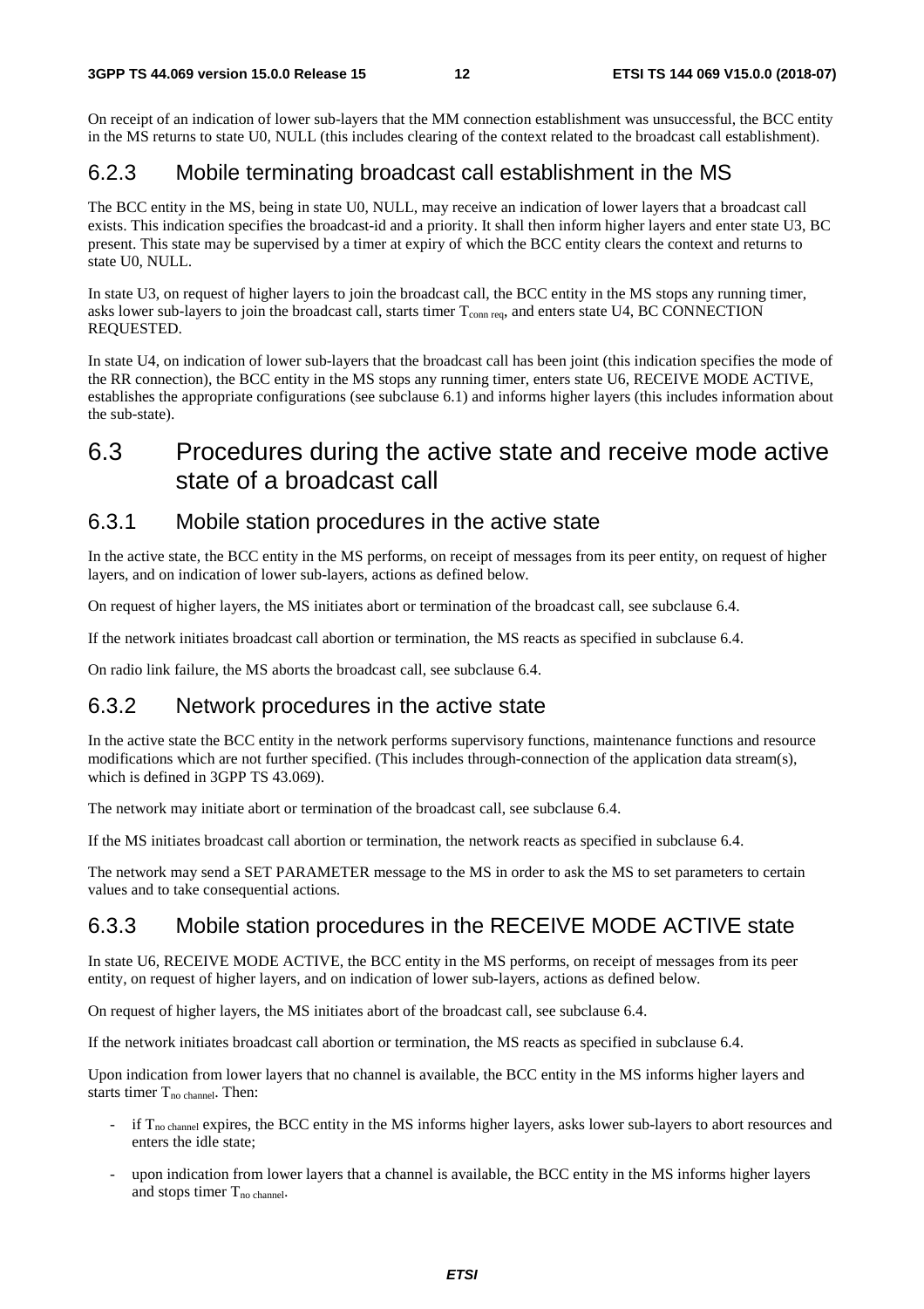On receipt of an indication of lower sub-layers that the MM connection establishment was unsuccessful, the BCC entity in the MS returns to state U0, NULL (this includes clearing of the context related to the broadcast call establishment).

### 6.2.3 Mobile terminating broadcast call establishment in the MS

The BCC entity in the MS, being in state U0, NULL, may receive an indication of lower layers that a broadcast call exists. This indication specifies the broadcast-id and a priority. It shall then inform higher layers and enter state U3, BC present. This state may be supervised by a timer at expiry of which the BCC entity clears the context and returns to state U0, NULL.

In state U3, on request of higher layers to join the broadcast call, the BCC entity in the MS stops any running timer, asks lower sub-layers to join the broadcast call, starts timer $T_{conn\ req}$, and enters state U4, BC CONNECTION REQUESTED.

In state U4, on indication of lower sub-layers that the broadcast call has been joint (this indication specifies the mode of the RR connection), the BCC entity in the MS stops any running timer, enters state U6, RECEIVE MODE ACTIVE, establishes the appropriate configurations (see subclause 6.1) and informs higher layers (this includes information about the sub-state).

## 6.3 Procedures during the active state and receive mode active state of a broadcast call

### 6.3.1 Mobile station procedures in the active state

In the active state, the BCC entity in the MS performs, on receipt of messages from its peer entity, on request of higher layers, and on indication of lower sub-layers, actions as defined below.

On request of higher layers, the MS initiates abort or termination of the broadcast call, see subclause 6.4.

If the network initiates broadcast call abortion or termination, the MS reacts as specified in subclause 6.4.

On radio link failure, the MS aborts the broadcast call, see subclause 6.4.

### 6.3.2 Network procedures in the active state

In the active state the BCC entity in the network performs supervisory functions, maintenance functions and resource modifications which are not further specified. (This includes through-connection of the application data stream(s), which is defined in 3GPP TS 43.069).

The network may initiate abort or termination of the broadcast call, see subclause 6.4.

If the MS initiates broadcast call abortion or termination, the network reacts as specified in subclause 6.4.

The network may send a SET PARAMETER message to the MS in order to ask the MS to set parameters to certain values and to take consequential actions.

### 6.3.3 Mobile station procedures in the RECEIVE MODE ACTIVE state

In state U6, RECEIVE MODE ACTIVE, the BCC entity in the MS performs, on receipt of messages from its peer entity, on request of higher layers, and on indication of lower sub-layers, actions as defined below.

On request of higher layers, the MS initiates abort of the broadcast call, see subclause 6.4.

If the network initiates broadcast call abortion or termination, the MS reacts as specified in subclause 6.4.

Upon indication from lower layers that no channel is available, the BCC entity in the MS informs higher layers and starts timer $T_{no\ channel}$. Then:

- if $T_{no\ channel}$ expires, the BCC entity in the MS informs higher layers, asks lower sub-layers to abort resources and enters the idle state;
- upon indication from lower layers that a channel is available, the BCC entity in the MS informs higher layers and stops timer $T_{no\ channel}$.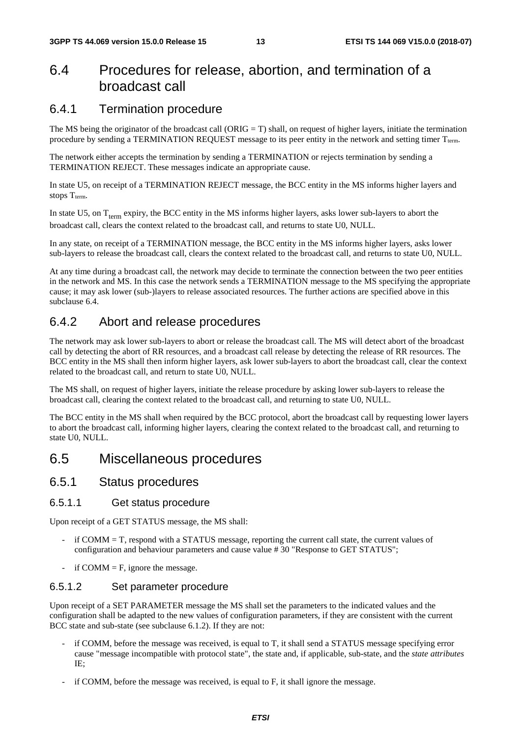## 6.4 Procedures for release, abortion, and termination of a broadcast call

### 6.4.1 Termination procedure

The MS being the originator of the broadcast call (ORIG = T) shall, on request of higher layers, initiate the termination procedure by sending a TERMINATION REQUEST message to its peer entity in the network and setting timer $T_{term}$.

The network either accepts the termination by sending a TERMINATION or rejects termination by sending a TERMINATION REJECT. These messages indicate an appropriate cause.

In state U5, on receipt of a TERMINATION REJECT message, the BCC entity in the MS informs higher layers and stops $T_{term}$.

In state U5, on $T_{term}$ expiry, the BCC entity in the MS informs higher layers, asks lower sub-layers to abort the broadcast call, clears the context related to the broadcast call, and returns to state U0, NULL.

In any state, on receipt of a TERMINATION message, the BCC entity in the MS informs higher layers, asks lower sub-layers to release the broadcast call, clears the context related to the broadcast call, and returns to state U0, NULL.

At any time during a broadcast call, the network may decide to terminate the connection between the two peer entities in the network and MS. In this case the network sends a TERMINATION message to the MS specifying the appropriate cause; it may ask lower (sub-)layers to release associated resources. The further actions are specified above in this subclause 6.4.

### 6.4.2 Abort and release procedures

The network may ask lower sub-layers to abort or release the broadcast call. The MS will detect abort of the broadcast call by detecting the abort of RR resources, and a broadcast call release by detecting the release of RR resources. The BCC entity in the MS shall then inform higher layers, ask lower sub-layers to abort the broadcast call, clear the context related to the broadcast call, and return to state U0, NULL.

The MS shall, on request of higher layers, initiate the release procedure by asking lower sub-layers to release the broadcast call, clearing the context related to the broadcast call, and returning to state U0, NULL.

The BCC entity in the MS shall when required by the BCC protocol, abort the broadcast call by requesting lower layers to abort the broadcast call, informing higher layers, clearing the context related to the broadcast call, and returning to state U0, NULL.

## 6.5 Miscellaneous procedures

### 6.5.1 Status procedures

#### 6.5.1.1 Get status procedure

Upon receipt of a GET STATUS message, the MS shall:

- if COMM = T, respond with a STATUS message, reporting the current call state, the current values of configuration and behaviour parameters and cause value # 30 "Response to GET STATUS";
- if COMM = F, ignore the message.

#### 6.5.1.2 Set parameter procedure

Upon receipt of a SET PARAMETER message the MS shall set the parameters to the indicated values and the configuration shall be adapted to the new values of configuration parameters, if they are consistent with the current BCC state and sub-state (see subclause 6.1.2). If they are not:

- if COMM, before the message was received, is equal to T, it shall send a STATUS message specifying error cause "message incompatible with protocol state", the state and, if applicable, sub-state, and the *state attributes* IE;
- if COMM, before the message was received, is equal to F, it shall ignore the message.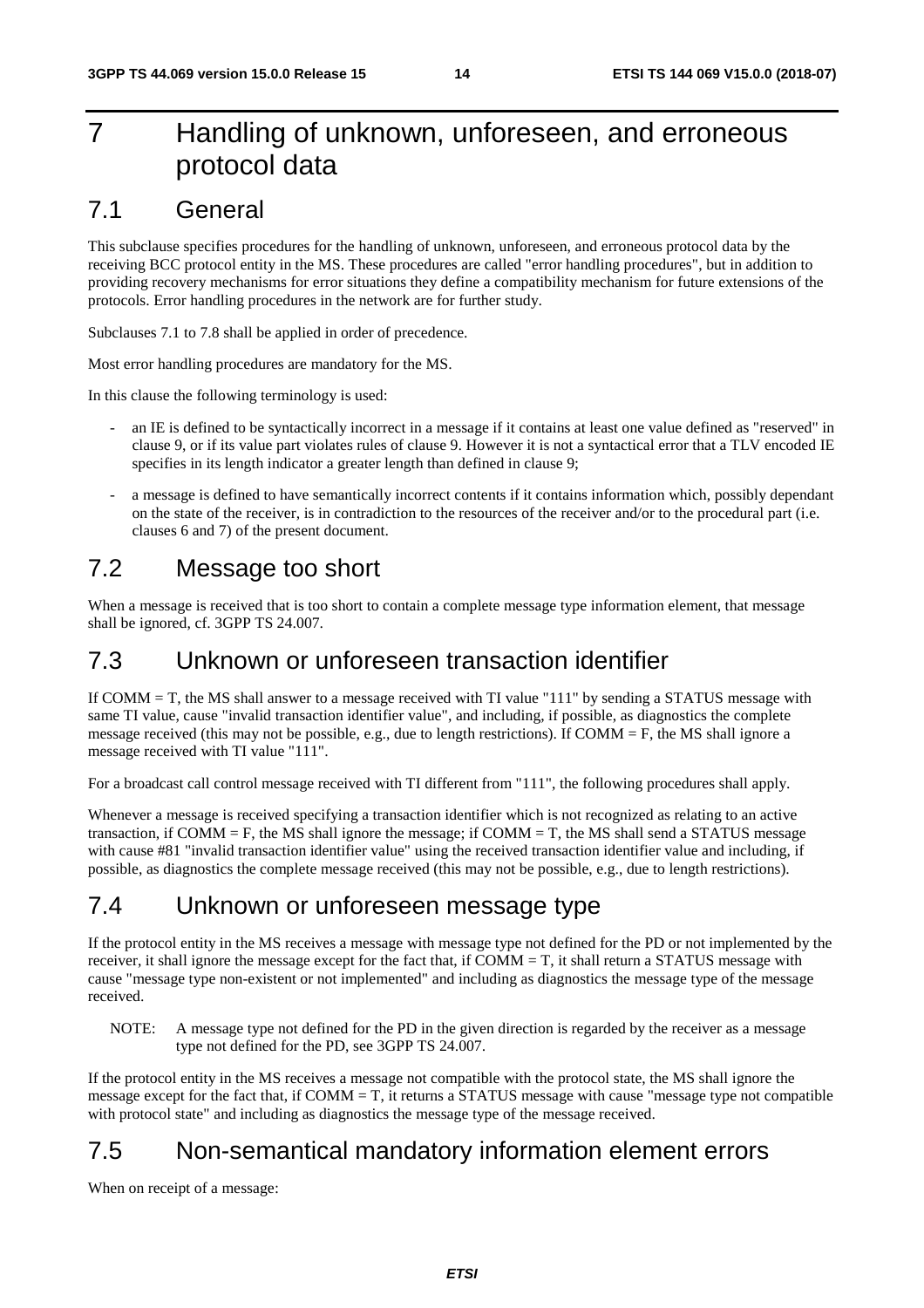# 7 Handling of unknown, unforeseen, and erroneous protocol data

## 7.1 General

This subclause specifies procedures for the handling of unknown, unforeseen, and erroneous protocol data by the receiving BCC protocol entity in the MS. These procedures are called "error handling procedures", but in addition to providing recovery mechanisms for error situations they define a compatibility mechanism for future extensions of the protocols. Error handling procedures in the network are for further study.

Subclauses 7.1 to 7.8 shall be applied in order of precedence.

Most error handling procedures are mandatory for the MS.

In this clause the following terminology is used:

- an IE is defined to be syntactically incorrect in a message if it contains at least one value defined as "reserved" in clause 9, or if its value part violates rules of clause 9. However it is not a syntactical error that a TLV encoded IE specifies in its length indicator a greater length than defined in clause 9;
- a message is defined to have semantically incorrect contents if it contains information which, possibly dependant on the state of the receiver, is in contradiction to the resources of the receiver and/or to the procedural part (i.e. clauses 6 and 7) of the present document.

## 7.2 Message too short

When a message is received that is too short to contain a complete message type information element, that message shall be ignored, cf. 3GPP TS 24.007.

## 7.3 Unknown or unforeseen transaction identifier

If COMM = T, the MS shall answer to a message received with TI value "111" by sending a STATUS message with same TI value, cause "invalid transaction identifier value", and including, if possible, as diagnostics the complete message received (this may not be possible, e.g., due to length restrictions). If COMM = F, the MS shall ignore a message received with TI value "111".

For a broadcast call control message received with TI different from "111", the following procedures shall apply.

Whenever a message is received specifying a transaction identifier which is not recognized as relating to an active transaction, if COMM = F, the MS shall ignore the message; if COMM = T, the MS shall send a STATUS message with cause #81 "invalid transaction identifier value" using the received transaction identifier value and including, if possible, as diagnostics the complete message received (this may not be possible, e.g., due to length restrictions).

## 7.4 Unknown or unforeseen message type

If the protocol entity in the MS receives a message with message type not defined for the PD or not implemented by the receiver, it shall ignore the message except for the fact that, if COMM = T, it shall return a STATUS message with cause "message type non-existent or not implemented" and including as diagnostics the message type of the message received.

NOTE: A message type not defined for the PD in the given direction is regarded by the receiver as a message type not defined for the PD, see 3GPP TS 24.007.

If the protocol entity in the MS receives a message not compatible with the protocol state, the MS shall ignore the message except for the fact that, if COMM = T, it returns a STATUS message with cause "message type not compatible with protocol state" and including as diagnostics the message type of the message received.

## 7.5 Non-semantical mandatory information element errors

When on receipt of a message: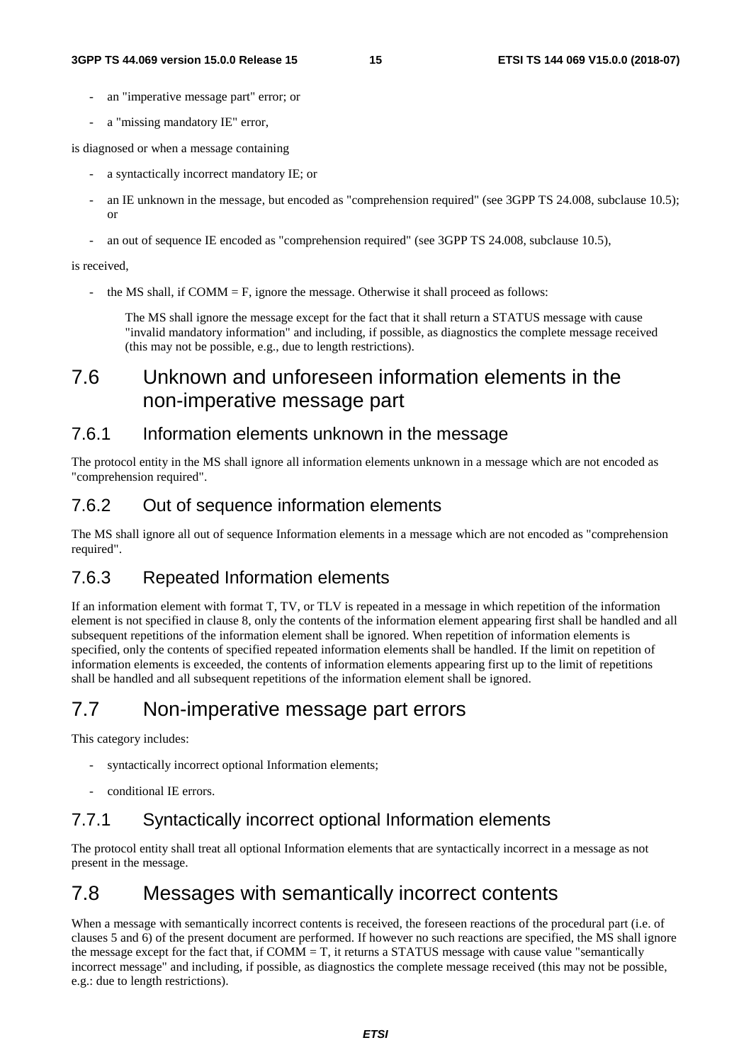- an "imperative message part" error; or
- a "missing mandatory IE" error,

is diagnosed or when a message containing

- a syntactically incorrect mandatory IE; or
- an IE unknown in the message, but encoded as "comprehension required" (see 3GPP TS 24.008, subclause 10.5); or
- an out of sequence IE encoded as "comprehension required" (see 3GPP TS 24.008, subclause 10.5),

is received,

- the MS shall, if COMM = F, ignore the message. Otherwise it shall proceed as follows:

  The MS shall ignore the message except for the fact that it shall return a STATUS message with cause "invalid mandatory information" and including, if possible, as diagnostics the complete message received (this may not be possible, e.g., due to length restrictions).

# 7.6 Unknown and unforeseen information elements in the non-imperative message part

## 7.6.1 Information elements unknown in the message

The protocol entity in the MS shall ignore all information elements unknown in a message which are not encoded as "comprehension required".

## 7.6.2 Out of sequence information elements

The MS shall ignore all out of sequence Information elements in a message which are not encoded as "comprehension required".

## 7.6.3 Repeated Information elements

If an information element with format T, TV, or TLV is repeated in a message in which repetition of the information element is not specified in clause 8, only the contents of the information element appearing first shall be handled and all subsequent repetitions of the information element shall be ignored. When repetition of information elements is specified, only the contents of specified repeated information elements shall be handled. If the limit on repetition of information elements is exceeded, the contents of information elements appearing first up to the limit of repetitions shall be handled and all subsequent repetitions of the information element shall be ignored.

# 7.7 Non-imperative message part errors

This category includes:

- syntactically incorrect optional Information elements;
- conditional IE errors.

## 7.7.1 Syntactically incorrect optional Information elements

The protocol entity shall treat all optional Information elements that are syntactically incorrect in a message as not present in the message.

# 7.8 Messages with semantically incorrect contents

When a message with semantically incorrect contents is received, the foreseen reactions of the procedural part (i.e. of clauses 5 and 6) of the present document are performed. If however no such reactions are specified, the MS shall ignore the message except for the fact that, if COMM = T, it returns a STATUS message with cause value "semantically incorrect message" and including, if possible, as diagnostics the complete message received (this may not be possible, e.g.: due to length restrictions).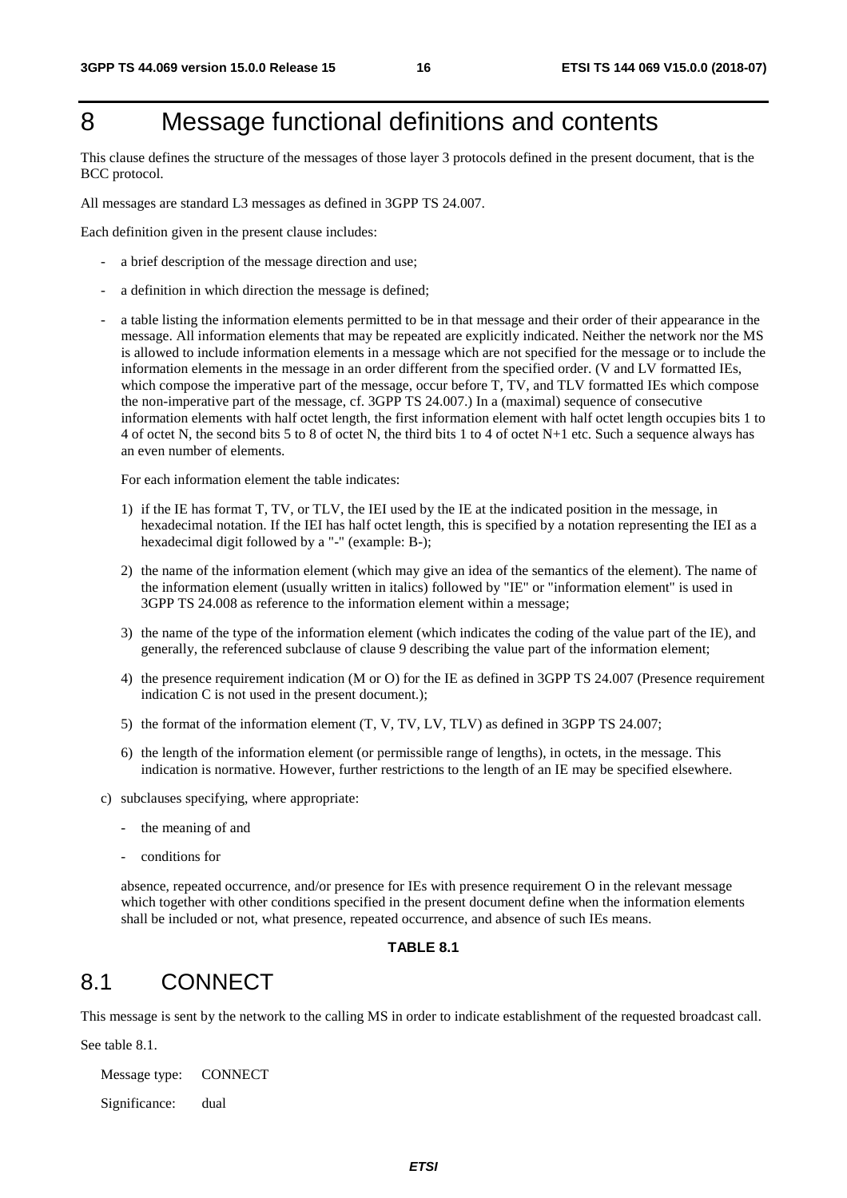# 8 Message functional definitions and contents

This clause defines the structure of the messages of those layer 3 protocols defined in the present document, that is the BCC protocol.

All messages are standard L3 messages as defined in 3GPP TS 24.007.

Each definition given in the present clause includes:

- a brief description of the message direction and use;
- a definition in which direction the message is defined;
- a table listing the information elements permitted to be in that message and their order of their appearance in the message. All information elements that may be repeated are explicitly indicated. Neither the network nor the MS is allowed to include information elements in a message which are not specified for the message or to include the information elements in the message in an order different from the specified order. (V and LV formatted IEs, which compose the imperative part of the message, occur before T, TV, and TLV formatted IEs which compose the non-imperative part of the message, cf. 3GPP TS 24.007.) In a (maximal) sequence of consecutive information elements with half octet length, the first information element with half octet length occupies bits 1 to 4 of octet N, the second bits 5 to 8 of octet N, the third bits 1 to 4 of octet N+1 etc. Such a sequence always has an even number of elements.

  For each information element the table indicates:

  1) if the IE has format T, TV, or TLV, the IEI used by the IE at the indicated position in the message, in hexadecimal notation. If the IEI has half octet length, this is specified by a notation representing the IEI as a hexadecimal digit followed by a "-" (example: B-);
  2) the name of the information element (which may give an idea of the semantics of the element). The name of the information element (usually written in italics) followed by "IE" or "information element" is used in 3GPP TS 24.008 as reference to the information element within a message;
  3) the name of the type of the information element (which indicates the coding of the value part of the IE), and generally, the referenced subclause of clause 9 describing the value part of the information element;
  4) the presence requirement indication (M or O) for the IE as defined in 3GPP TS 24.007 (Presence requirement indication C is not used in the present document.);
  5) the format of the information element (T, V, TV, LV, TLV) as defined in 3GPP TS 24.007;
  6) the length of the information element (or permissible range of lengths), in octets, in the message. This indication is normative. However, further restrictions to the length of an IE may be specified elsewhere.

c) subclauses specifying, where appropriate:

   - the meaning of and
   - conditions for

   absence, repeated occurrence, and/or presence for IEs with presence requirement O in the relevant message which together with other conditions specified in the present document define when the information elements shall be included or not, what presence, repeated occurrence, and absence of such IEs means.

**TABLE 8.1**

## 8.1 CONNECT

This message is sent by the network to the calling MS in order to indicate establishment of the requested broadcast call.

See table 8.1.

Message type: CONNECT

Significance: dual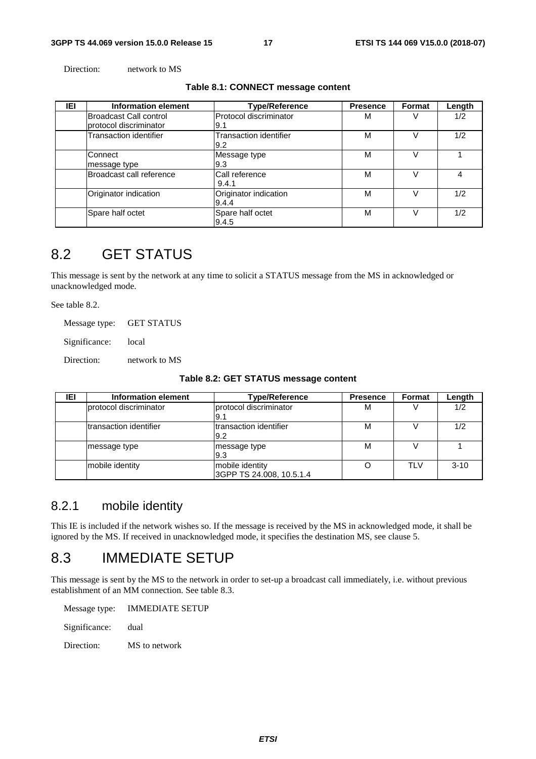Direction: network to MS

**Table 8.1: CONNECT message content**

| IEI | Information element | Type/Reference | Presence | Format | Length |
|---|---|---|---|---|---|
| | Broadcast Call control protocol discriminator | Protocol discriminator 9.1 | M | V | 1/2 |
| | Transaction identifier | Transaction identifier 9.2 | M | V | 1/2 |
| | Connect message type | Message type 9.3 | M | V | 1 |
| | Broadcast call reference | Call reference 9.4.1 | M | V | 4 |
| | Originator indication | Originator indication 9.4.4 | M | V | 1/2 |
| | Spare half octet | Spare half octet 9.4.5 | M | V | 1/2 |

# 8.2 GET STATUS

This message is sent by the network at any time to solicit a STATUS message from the MS in acknowledged or unacknowledged mode.

See table 8.2.

Message type: GET STATUS

Significance: local

Direction: network to MS

**Table 8.2: GET STATUS message content**

| IEI | Information element | Type/Reference | Presence | Format | Length |
|---|---|---|---|---|---|
| | protocol discriminator | protocol discriminator 9.1 | M | V | 1/2 |
| | transaction identifier | transaction identifier 9.2 | M | V | 1/2 |
| | message type | message type 9.3 | M | V | 1 |
| | mobile identity | mobile identity 3GPP TS 24.008, 10.5.1.4 | O | TLV | 3-10 |

## 8.2.1 mobile identity

This IE is included if the network wishes so. If the message is received by the MS in acknowledged mode, it shall be ignored by the MS. If received in unacknowledged mode, it specifies the destination MS, see clause 5.

# 8.3 IMMEDIATE SETUP

This message is sent by the MS to the network in order to set-up a broadcast call immediately, i.e. without previous establishment of an MM connection. See table 8.3.

Message type: IMMEDIATE SETUP

Significance: dual

Direction: MS to network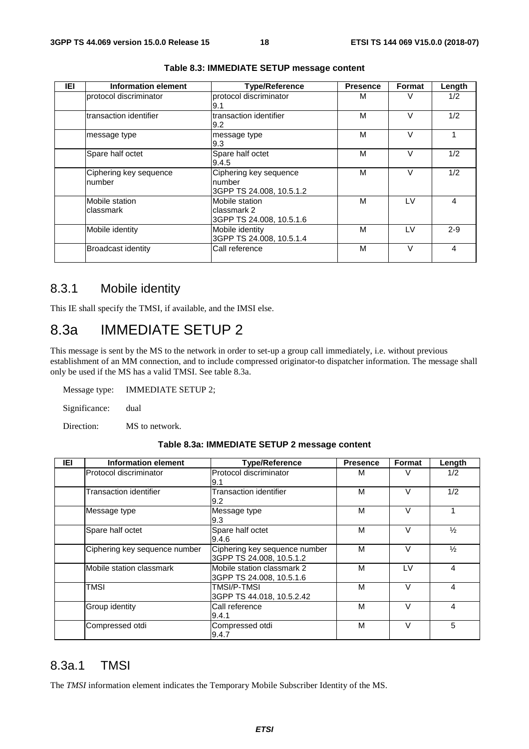**Table 8.3: IMMEDIATE SETUP message content**

| IEI | Information element | Type/Reference | Presence | Format | Length |
|---|---|---|---|---|---|
| | protocol discriminator | protocol discriminator 9.1 | M | V | 1/2 |
| | transaction identifier | transaction identifier 9.2 | M | V | 1/2 |
| | message type | message type 9.3 | M | V | 1 |
| | Spare half octet | Spare half octet 9.4.5 | M | V | 1/2 |
| | Ciphering key sequence number | Ciphering key sequence number 3GPP TS 24.008, 10.5.1.2 | M | V | 1/2 |
| | Mobile station classmark | Mobile station classmark 2 3GPP TS 24.008, 10.5.1.6 | M | LV | 4 |
| | Mobile identity | Mobile identity 3GPP TS 24.008, 10.5.1.4 | M | LV | 2-9 |
| | Broadcast identity | Call reference | M | V | 4 |

### 8.3.1 Mobile identity

This IE shall specify the TMSI, if available, and the IMSI else.

## 8.3a IMMEDIATE SETUP 2

This message is sent by the MS to the network in order to set-up a group call immediately, i.e. without previous establishment of an MM connection, and to include compressed originator-to dispatcher information. The message shall only be used if the MS has a valid TMSI. See table 8.3a.

Message type: IMMEDIATE SETUP 2;

Significance: dual

Direction: MS to network.

**Table 8.3a: IMMEDIATE SETUP 2 message content**

| IEI | Information element | Type/Reference | Presence | Format | Length |
|---|---|---|---|---|---|
| | Protocol discriminator | Protocol discriminator 9.1 | M | V | 1/2 |
| | Transaction identifier | Transaction identifier 9.2 | M | V | 1/2 |
| | Message type | Message type 9.3 | M | V | 1 |
| | Spare half octet | Spare half octet 9.4.6 | M | V | ½ |
| | Ciphering key sequence number | Ciphering key sequence number 3GPP TS 24.008, 10.5.1.2 | M | V | ½ |
| | Mobile station classmark | Mobile station classmark 2 3GPP TS 24.008, 10.5.1.6 | M | LV | 4 |
| | TMSI | TMSI/P-TMSI 3GPP TS 44.018, 10.5.2.42 | M | V | 4 |
| | Group identity | Call reference 9.4.1 | M | V | 4 |
| | Compressed otdi | Compressed otdi 9.4.7 | M | V | 5 |

### 8.3a.1 TMSI

The *TMSI* information element indicates the Temporary Mobile Subscriber Identity of the MS.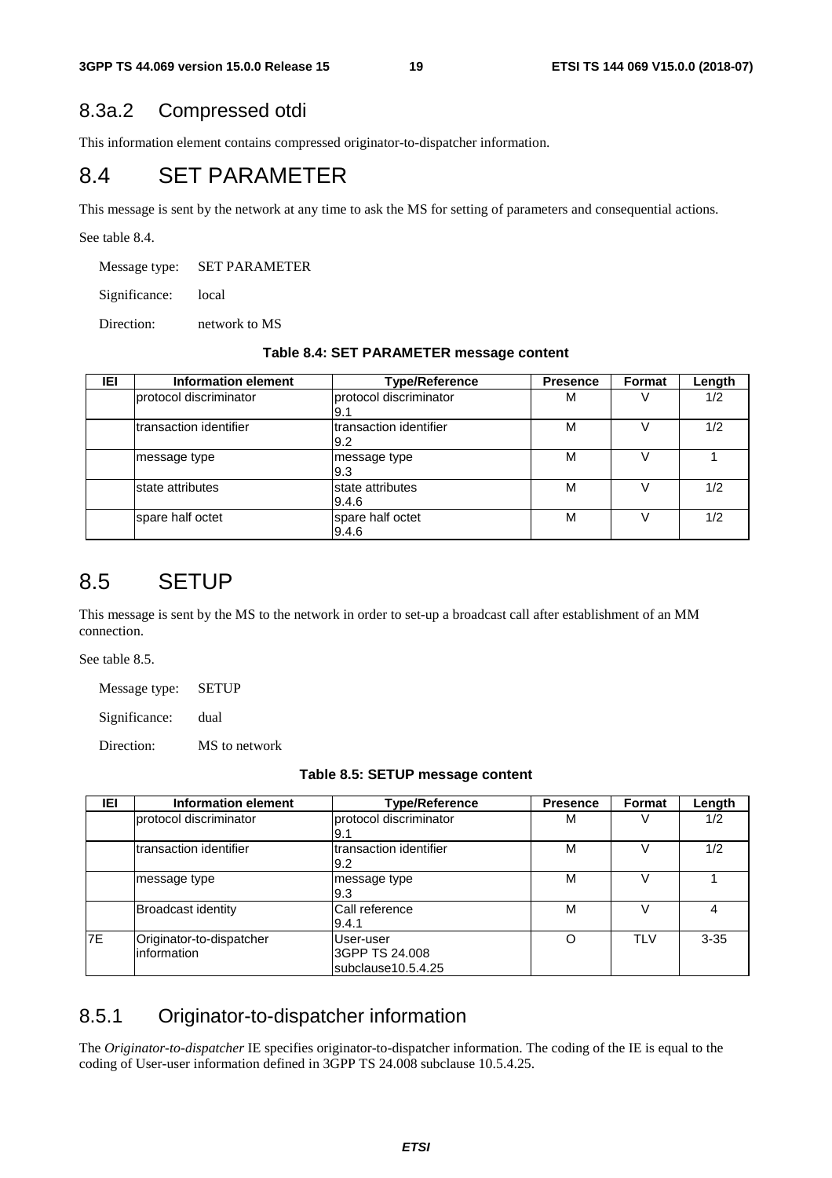## 8.3a.2 Compressed otdi

This information element contains compressed originator-to-dispatcher information.

# 8.4 SET PARAMETER

This message is sent by the network at any time to ask the MS for setting of parameters and consequential actions.

See table 8.4.

Message type: SET PARAMETER

Significance: local

Direction: network to MS

**Table 8.4: SET PARAMETER message content**

| IEI | Information element | Type/Reference | Presence | Format | Length |
|---|---|---|---|---|---|
| | protocol discriminator | protocol discriminator 9.1 | M | V | 1/2 |
| | transaction identifier | transaction identifier 9.2 | M | V | 1/2 |
| | message type | message type 9.3 | M | V | 1 |
| | state attributes | state attributes 9.4.6 | M | V | 1/2 |
| | spare half octet | spare half octet 9.4.6 | M | V | 1/2 |

# 8.5 SETUP

This message is sent by the MS to the network in order to set-up a broadcast call after establishment of an MM connection.

See table 8.5.

Message type: SETUP

Significance: dual

Direction: MS to network

**Table 8.5: SETUP message content**

| IEI | Information element | Type/Reference | Presence | Format | Length |
|---|---|---|---|---|---|
| | protocol discriminator | protocol discriminator 9.1 | M | V | 1/2 |
| | transaction identifier | transaction identifier 9.2 | M | V | 1/2 |
| | message type | message type 9.3 | M | V | 1 |
| | Broadcast identity | Call reference 9.4.1 | M | V | 4 |
| 7E | Originator-to-dispatcher information | User-user 3GPP TS 24.008 subclause10.5.4.25 | O | TLV | 3-35 |

## 8.5.1 Originator-to-dispatcher information

The *Originator-to-dispatcher* IE specifies originator-to-dispatcher information. The coding of the IE is equal to the coding of User-user information defined in 3GPP TS 24.008 subclause 10.5.4.25.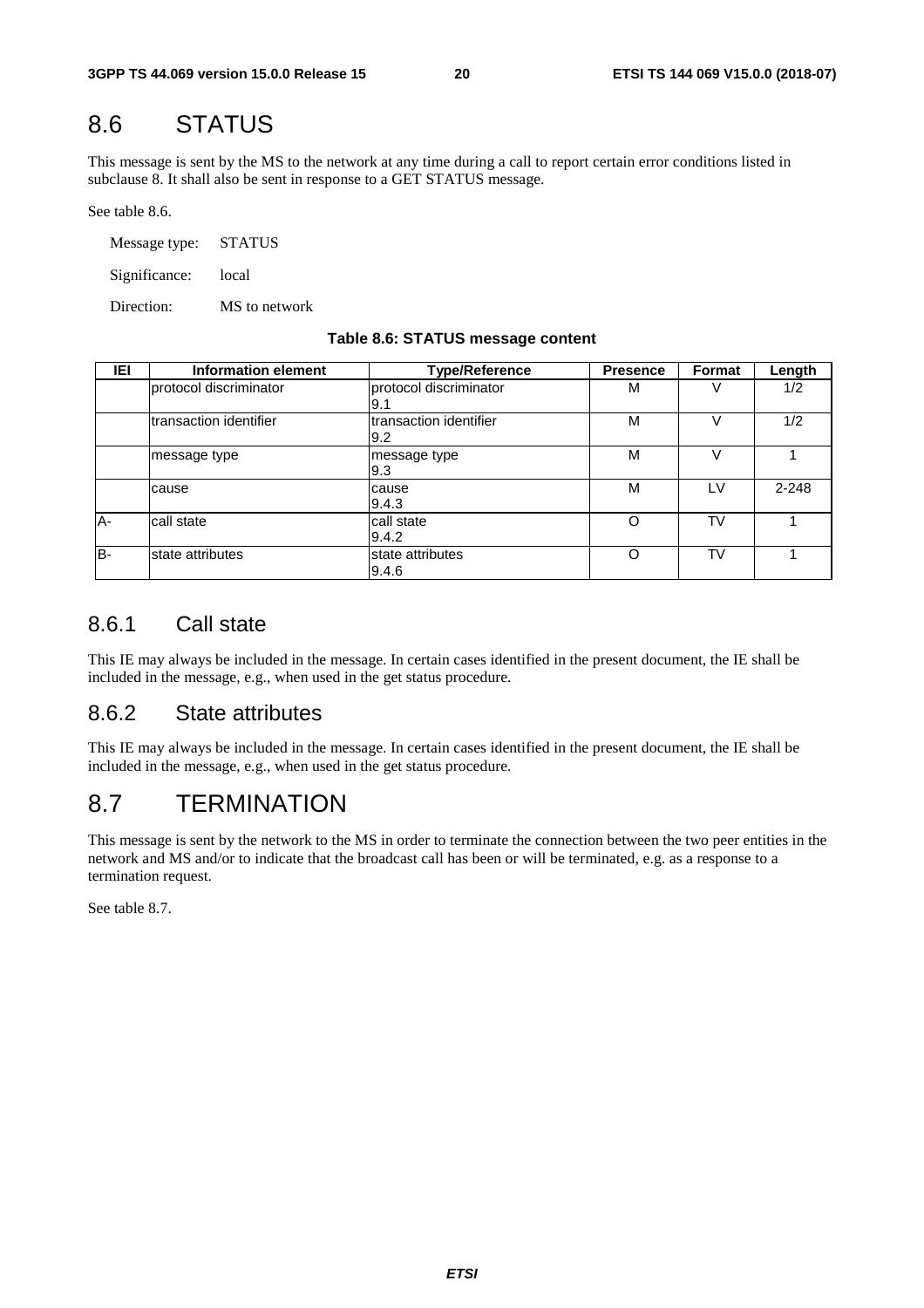## 8.6 STATUS

This message is sent by the MS to the network at any time during a call to report certain error conditions listed in subclause 8. It shall also be sent in response to a GET STATUS message.

See table 8.6.

Message type: STATUS

Significance: local

Direction: MS to network

**Table 8.6: STATUS message content**

| IEI | Information element | Type/Reference | Presence | Format | Length |
|---|---|---|---|---|---|
| | protocol discriminator | protocol discriminator 9.1 | M | V | 1/2 |
| | transaction identifier | transaction identifier 9.2 | M | V | 1/2 |
| | message type | message type 9.3 | M | V | 1 |
| | cause | cause 9.4.3 | M | LV | 2-248 |
| A- | call state | call state 9.4.2 | O | TV | 1 |
| B- | state attributes | state attributes 9.4.6 | O | TV | 1 |

### 8.6.1 Call state

This IE may always be included in the message. In certain cases identified in the present document, the IE shall be included in the message, e.g., when used in the get status procedure.

### 8.6.2 State attributes

This IE may always be included in the message. In certain cases identified in the present document, the IE shall be included in the message, e.g., when used in the get status procedure.

## 8.7 TERMINATION

This message is sent by the network to the MS in order to terminate the connection between the two peer entities in the network and MS and/or to indicate that the broadcast call has been or will be terminated, e.g. as a response to a termination request.

See table 8.7.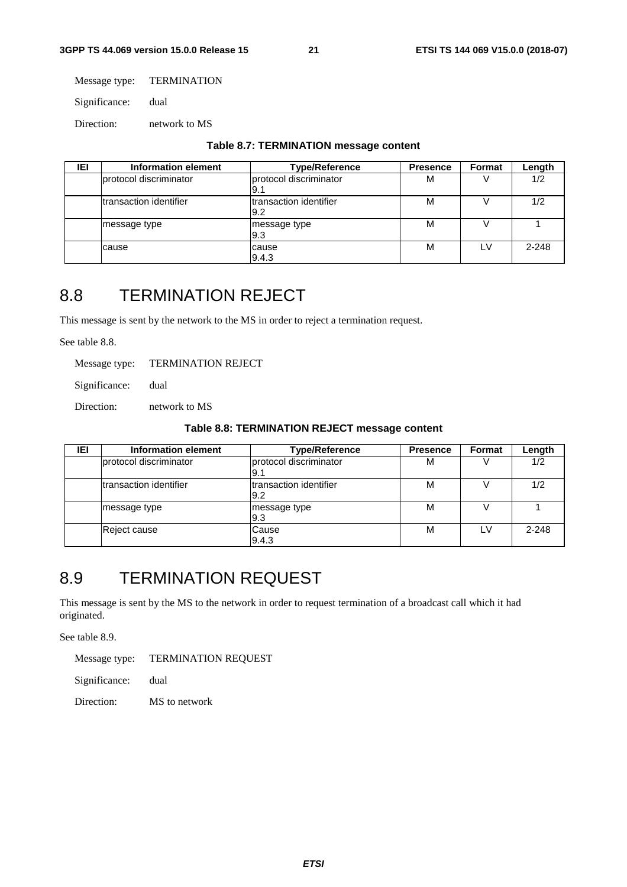Message type: TERMINATION

Significance: dual

Direction: network to MS

**Table 8.7: TERMINATION message content**

| IEI | Information element | Type/Reference | Presence | Format | Length |
|---|---|---|---|---|---|
| | protocol discriminator | protocol discriminator 9.1 | M | V | 1/2 |
| | transaction identifier | transaction identifier 9.2 | M | V | 1/2 |
| | message type | message type 9.3 | M | V | 1 |
| | cause | cause 9.4.3 | M | LV | 2-248 |

# 8.8 TERMINATION REJECT

This message is sent by the network to the MS in order to reject a termination request.

See table 8.8.

Message type: TERMINATION REJECT

Significance: dual

Direction: network to MS

**Table 8.8: TERMINATION REJECT message content**

| IEI | Information element | Type/Reference | Presence | Format | Length |
|---|---|---|---|---|---|
| | protocol discriminator | protocol discriminator 9.1 | M | V | 1/2 |
| | transaction identifier | transaction identifier 9.2 | M | V | 1/2 |
| | message type | message type 9.3 | M | V | 1 |
| | Reject cause | Cause 9.4.3 | M | LV | 2-248 |

# 8.9 TERMINATION REQUEST

This message is sent by the MS to the network in order to request termination of a broadcast call which it had originated.

See table 8.9.

Message type: TERMINATION REQUEST

Significance: dual

Direction: MS to network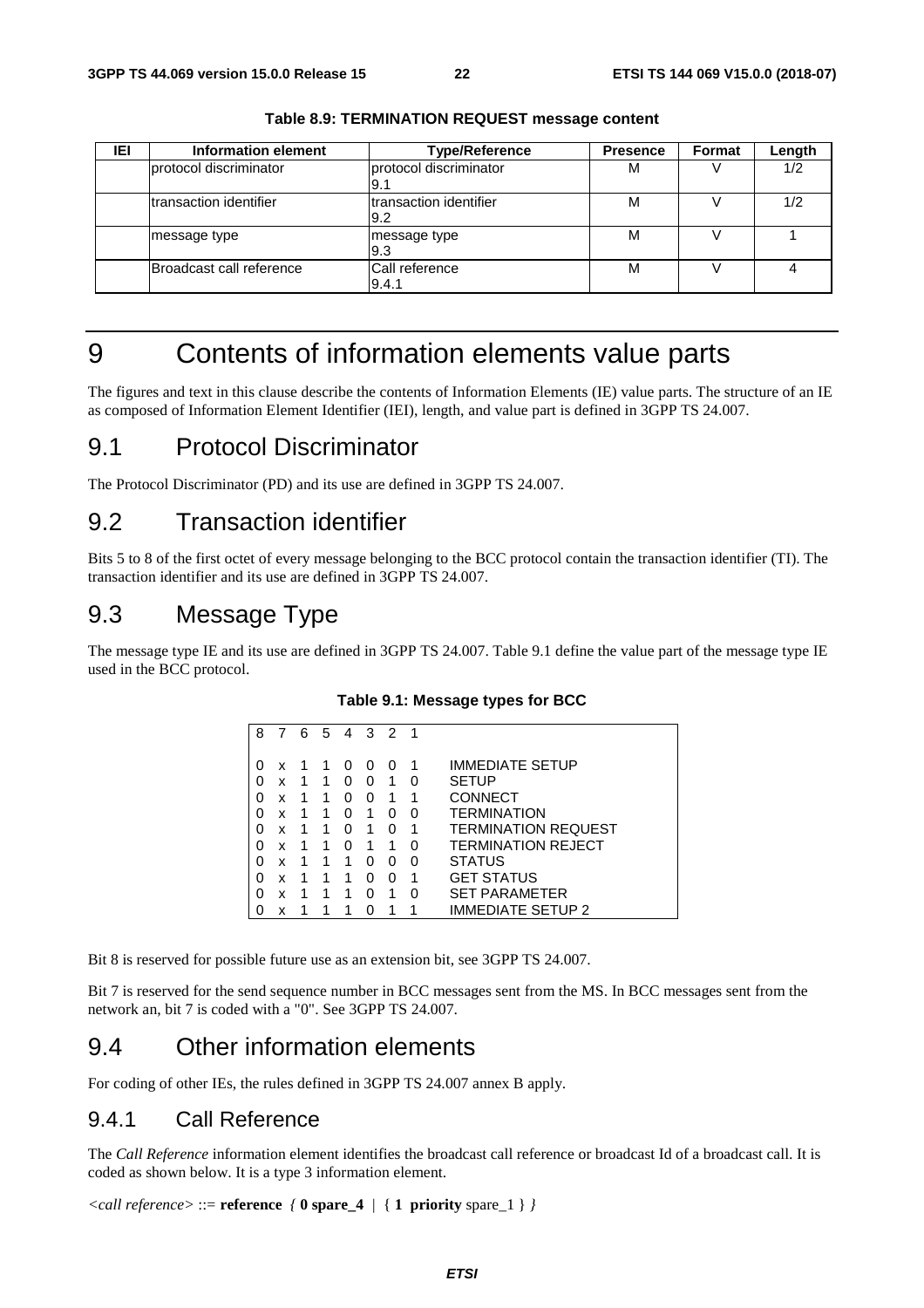**Table 8.9: TERMINATION REQUEST message content**

| IEI | Information element | Type/Reference | Presence | Format | Length |
|---|---|---|---|---|---|
| | protocol discriminator | protocol discriminator 9.1 | M | V | 1/2 |
| | transaction identifier | transaction identifier 9.2 | M | V | 1/2 |
| | message type | message type 9.3 | M | V | 1 |
| | Broadcast call reference | Call reference 9.4.1 | M | V | 4 |

# 9 Contents of information elements value parts

The figures and text in this clause describe the contents of Information Elements (IE) value parts. The structure of an IE as composed of Information Element Identifier (IEI), length, and value part is defined in 3GPP TS 24.007.

## 9.1 Protocol Discriminator

The Protocol Discriminator (PD) and its use are defined in 3GPP TS 24.007.

## 9.2 Transaction identifier

Bits 5 to 8 of the first octet of every message belonging to the BCC protocol contain the transaction identifier (TI). The transaction identifier and its use are defined in 3GPP TS 24.007.

## 9.3 Message Type

The message type IE and its use are defined in 3GPP TS 24.007. Table 9.1 define the value part of the message type IE used in the BCC protocol.

**Table 9.1: Message types for BCC**

| 8 | 7 | 6 | 5 | 4 | 3 | 2 | 1 | |
|---|---|---|---|---|---|---|---|---|
| 0 | x | 1 | 1 | 0 | 0 | 0 | 1 | IMMEDIATE SETUP |
| 0 | x | 1 | 1 | 0 | 0 | 1 | 0 | SETUP |
| 0 | x | 1 | 1 | 0 | 0 | 1 | 1 | CONNECT |
| 0 | x | 1 | 1 | 0 | 1 | 0 | 0 | TERMINATION |
| 0 | x | 1 | 1 | 0 | 1 | 0 | 1 | TERMINATION REQUEST |
| 0 | x | 1 | 1 | 0 | 1 | 1 | 0 | TERMINATION REJECT |
| 0 | x | 1 | 1 | 1 | 0 | 0 | 0 | STATUS |
| 0 | x | 1 | 1 | 1 | 0 | 0 | 1 | GET STATUS |
| 0 | x | 1 | 1 | 1 | 0 | 1 | 0 | SET PARAMETER |
| 0 | x | 1 | 1 | 1 | 0 | 1 | 1 | IMMEDIATE SETUP 2 |

Bit 8 is reserved for possible future use as an extension bit, see 3GPP TS 24.007.

Bit 7 is reserved for the send sequence number in BCC messages sent from the MS. In BCC messages sent from the network an, bit 7 is coded with a "0". See 3GPP TS 24.007.

## 9.4 Other information elements

For coding of other IEs, the rules defined in 3GPP TS 24.007 annex B apply.

### 9.4.1 Call Reference

The *Call Reference* information element identifies the broadcast call reference or broadcast Id of a broadcast call. It is coded as shown below. It is a type 3 information element.

*<call reference>* ::= **reference** *{* **0 spare_4** | { **1 priority** spare_1 } *}*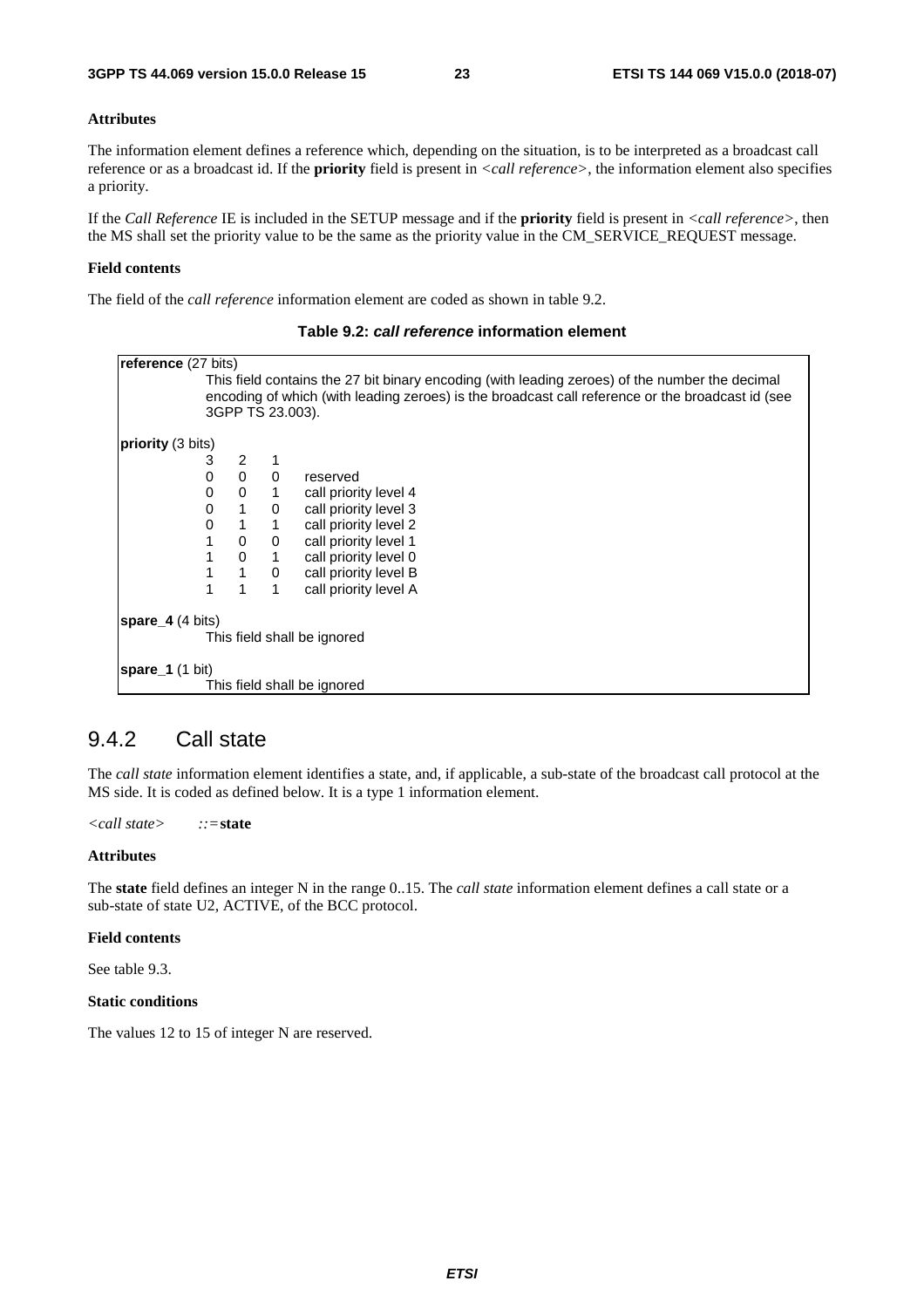**Attributes**

The information element defines a reference which, depending on the situation, is to be interpreted as a broadcast call reference or as a broadcast id. If the **priority** field is present in *<call reference>*, the information element also specifies a priority.

If the *Call Reference* IE is included in the SETUP message and if the **priority** field is present in *<call reference>*, then the MS shall set the priority value to be the same as the priority value in the CM_SERVICE_REQUEST message.

**Field contents**

The field of the *call reference* information element are coded as shown in table 9.2.

**Table 9.2: *call reference* information element**

| | | | | |
|---|---|---|---|---|
| **reference** (27 bits) | | | | |
| | This field contains the 27 bit binary encoding (with leading zeroes) of the number the decimal encoding of which (with leading zeroes) is the broadcast call reference or the broadcast id (see 3GPP TS 23.003). | | | |
| **priority** (3 bits) | | | | |
| | 3 | 2 | 1 | |
| | 0 | 0 | 0 | reserved |
| | 0 | 0 | 1 | call priority level 4 |
| | 0 | 1 | 0 | call priority level 3 |
| | 0 | 1 | 1 | call priority level 2 |
| | 1 | 0 | 0 | call priority level 1 |
| | 1 | 0 | 1 | call priority level 0 |
| | 1 | 1 | 0 | call priority level B |
| | 1 | 1 | 1 | call priority level A |
| **spare_4** (4 bits) | | | | |
| | This field shall be ignored | | | |
| **spare_1** (1 bit) | | | | |
| | This field shall be ignored | | | |

## 9.4.2 Call state

The *call state* information element identifies a state, and, if applicable, a sub-state of the broadcast call protocol at the MS side. It is coded as defined below. It is a type 1 information element.

*<call state>* *::=* **state**

**Attributes**

The **state** field defines an integer N in the range 0..15. The *call state* information element defines a call state or a sub-state of state U2, ACTIVE, of the BCC protocol.

**Field contents**

See table 9.3.

**Static conditions**

The values 12 to 15 of integer N are reserved.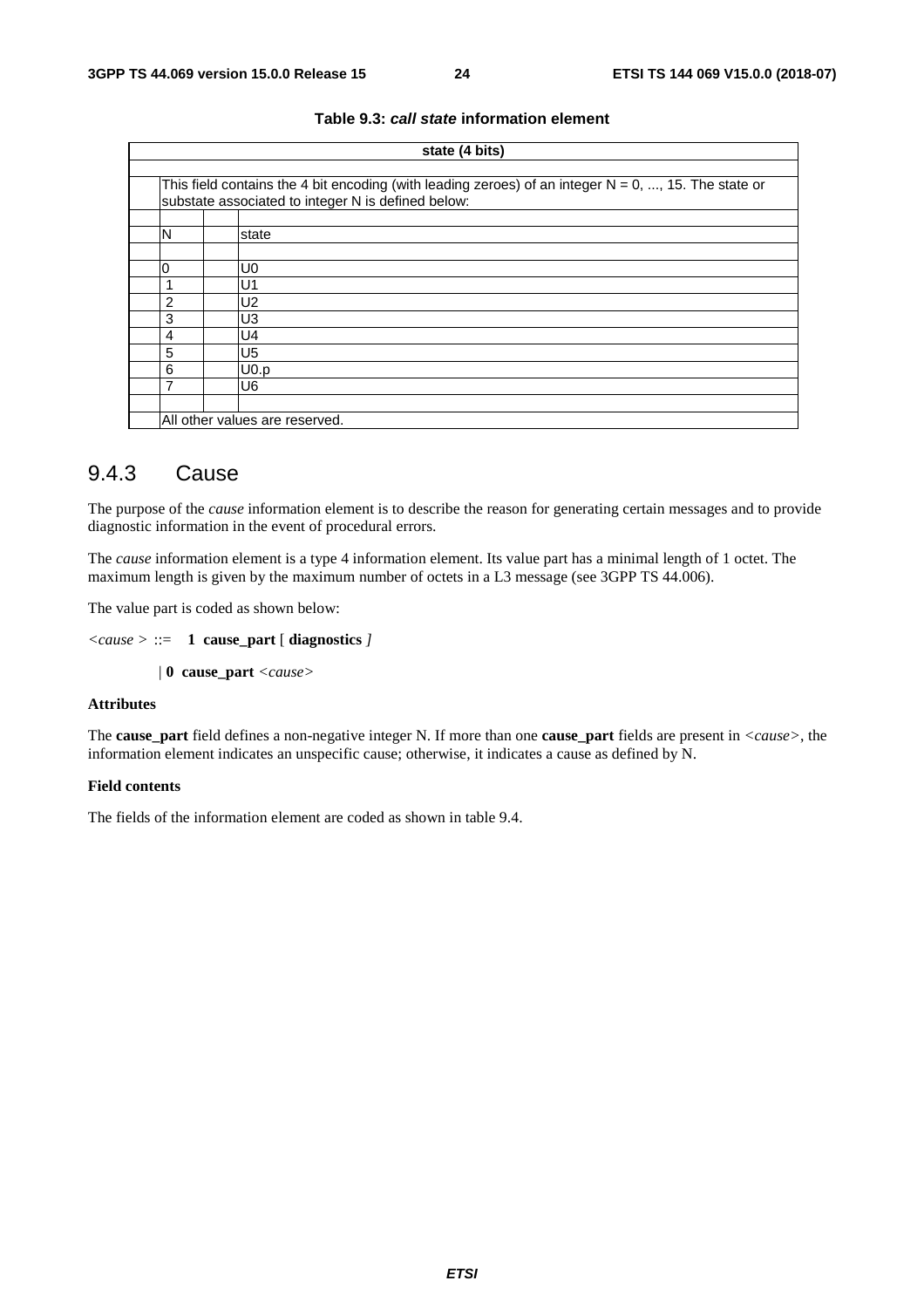**Table 9.3: *call state* information element**

| state (4 bits) | | |
|---|---|---|
| This field contains the 4 bit encoding (with leading zeroes) of an integer N = 0, ..., 15. The state or substate associated to integer N is defined below: | | |
| | | |
| N | | state |
| | | |
| 0 | | U0 |
| 1 | | U1 |
| 2 | | U2 |
| 3 | | U3 |
| 4 | | U4 |
| 5 | | U5 |
| 6 | | U0.p |
| 7 | | U6 |
| | | |
| All other values are reserved. | | |

## 9.4.3 Cause

The purpose of the *cause* information element is to describe the reason for generating certain messages and to provide diagnostic information in the event of procedural errors.

The *cause* information element is a type 4 information element. Its value part has a minimal length of 1 octet. The maximum length is given by the maximum number of octets in a L3 message (see 3GPP TS 44.006).

The value part is coded as shown below:

*<cause >* ::= **1 cause_part** [ **diagnostics** *]*

| **0 cause_part** *<cause>*

**Attributes**

The **cause_part** field defines a non-negative integer N. If more than one **cause_part** fields are present in *<cause>*, the information element indicates an unspecific cause; otherwise, it indicates a cause as defined by N.

**Field contents**

The fields of the information element are coded as shown in table 9.4.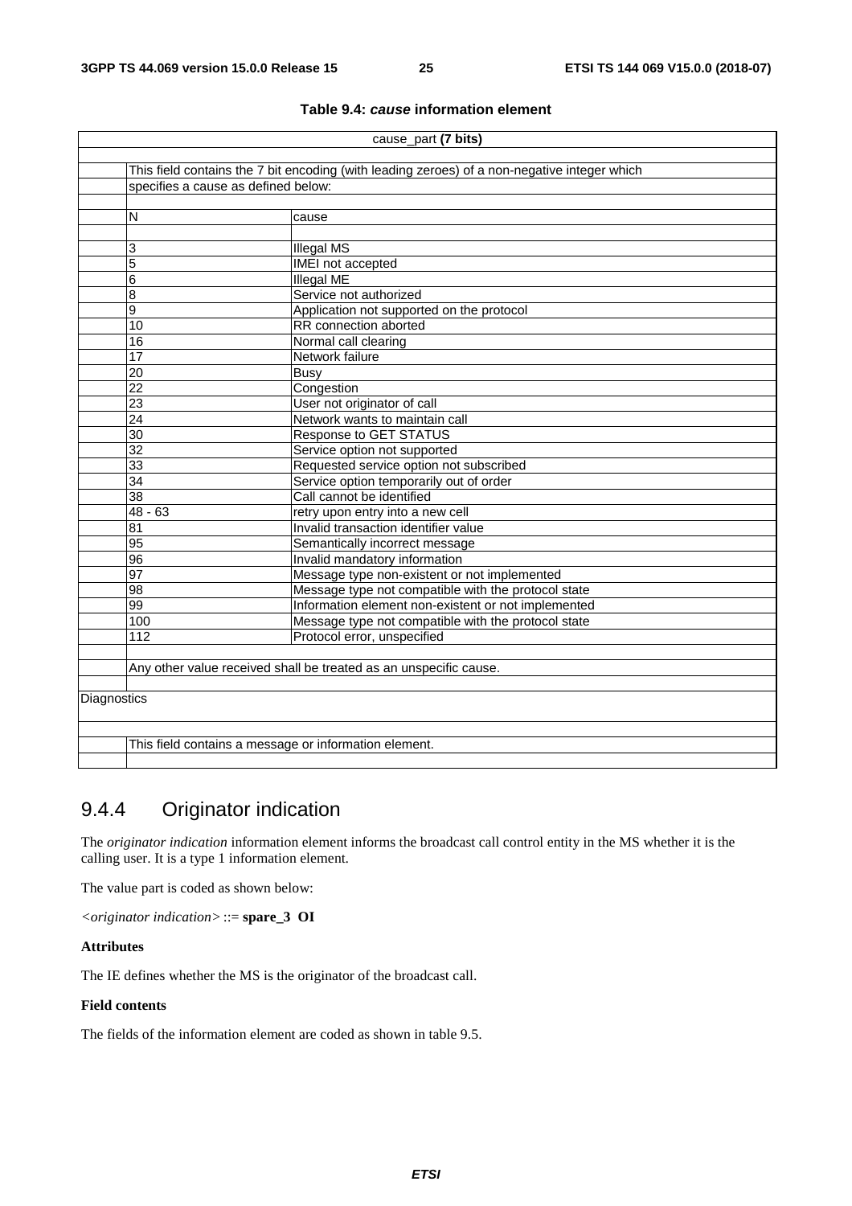**Table 9.4: *cause* information element**

| cause_part **(7 bits)** | | |
|---|---|---|
| | This field contains the 7 bit encoding (with leading zeroes) of a non-negative integer which specifies a cause as defined below: | |
| | N | cause |
| | 3 | Illegal MS |
| | 5 | IMEI not accepted |
| | 6 | Illegal ME |
| | 8 | Service not authorized |
| | 9 | Application not supported on the protocol |
| | 10 | RR connection aborted |
| | 16 | Normal call clearing |
| | 17 | Network failure |
| | 20 | Busy |
| | 22 | Congestion |
| | 23 | User not originator of call |
| | 24 | Network wants to maintain call |
| | 30 | Response to GET STATUS |
| | 32 | Service option not supported |
| | 33 | Requested service option not subscribed |
| | 34 | Service option temporarily out of order |
| | 38 | Call cannot be identified |
| | 48 - 63 | retry upon entry into a new cell |
| | 81 | Invalid transaction identifier value |
| | 95 | Semantically incorrect message |
| | 96 | Invalid mandatory information |
| | 97 | Message type non-existent or not implemented |
| | 98 | Message type not compatible with the protocol state |
| | 99 | Information element non-existent or not implemented |
| | 100 | Message type not compatible with the protocol state |
| | 112 | Protocol error, unspecified |
| | Any other value received shall be treated as an unspecific cause. | |
| Diagnostics | | |
| | This field contains a message or information element. | |

## 9.4.4 Originator indication

The *originator indication* information element informs the broadcast call control entity in the MS whether it is the calling user. It is a type 1 information element.

The value part is coded as shown below:

*<originator indication>* ::= **spare_3 OI**

**Attributes**

The IE defines whether the MS is the originator of the broadcast call.

**Field contents**

The fields of the information element are coded as shown in table 9.5.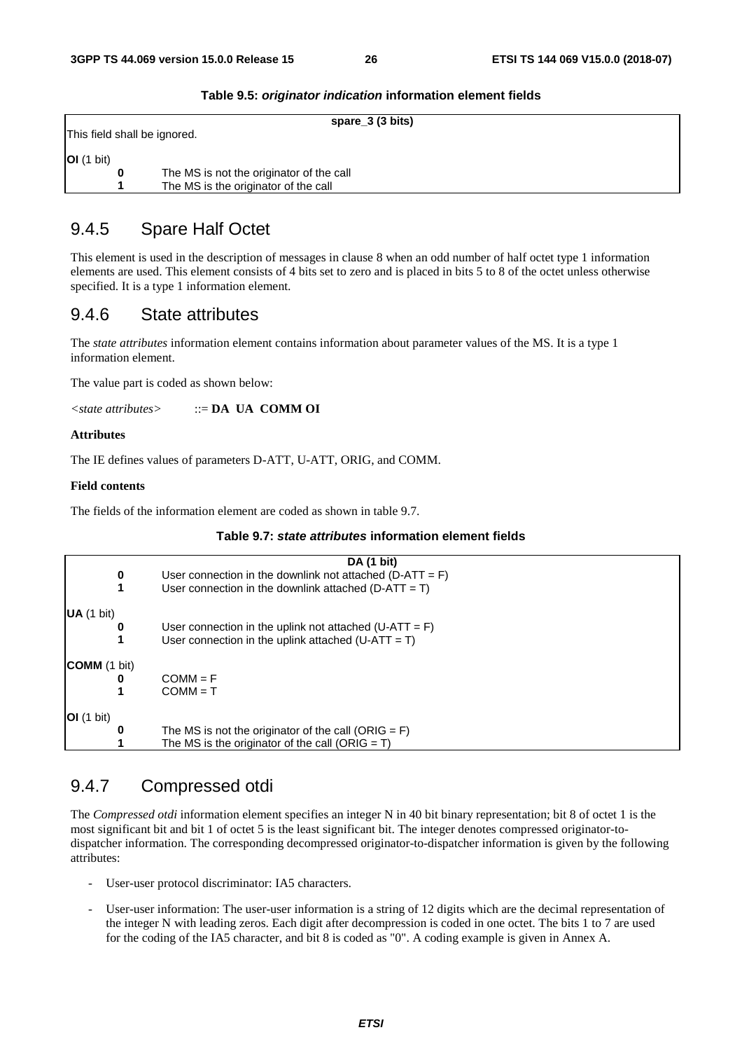**Table 9.5: *originator indication* information element fields**

| **spare_3 (3 bits)** | |
|---|---|
| This field shall be ignored. | |
| **OI** (1 bit) | |
| **0** | The MS is not the originator of the call |
| **1** | The MS is the originator of the call |

## 9.4.5 Spare Half Octet

This element is used in the description of messages in clause 8 when an odd number of half octet type 1 information elements are used. This element consists of 4 bits set to zero and is placed in bits 5 to 8 of the octet unless otherwise specified. It is a type 1 information element.

## 9.4.6 State attributes

The *state attributes* information element contains information about parameter values of the MS. It is a type 1 information element.

The value part is coded as shown below:

*<state attributes>* ::= **DA UA COMM OI**

**Attributes**

The IE defines values of parameters D-ATT, U-ATT, ORIG, and COMM.

**Field contents**

The fields of the information element are coded as shown in table 9.7.

**Table 9.7: *state attributes* information element fields**

| **DA (1 bit)** | |
|---|---|
| **0** | User connection in the downlink not attached (D-ATT = F) |
| **1** | User connection in the downlink attached (D-ATT = T) |
| **UA** (1 bit) | |
| **0** | User connection in the uplink not attached (U-ATT = F) |
| **1** | User connection in the uplink attached (U-ATT = T) |
| **COMM** (1 bit) | |
| **0** | COMM = F |
| **1** | COMM = T |
| **OI** (1 bit) | |
| **0** | The MS is not the originator of the call (ORIG = F) |
| **1** | The MS is the originator of the call (ORIG = T) |

## 9.4.7 Compressed otdi

The *Compressed otdi* information element specifies an integer N in 40 bit binary representation; bit 8 of octet 1 is the most significant bit and bit 1 of octet 5 is the least significant bit. The integer denotes compressed originator-to-dispatcher information. The corresponding decompressed originator-to-dispatcher information is given by the following attributes:

- User-user protocol discriminator: IA5 characters.
- User-user information: The user-user information is a string of 12 digits which are the decimal representation of the integer N with leading zeros. Each digit after decompression is coded in one octet. The bits 1 to 7 are used for the coding of the IA5 character, and bit 8 is coded as "0". A coding example is given in Annex A.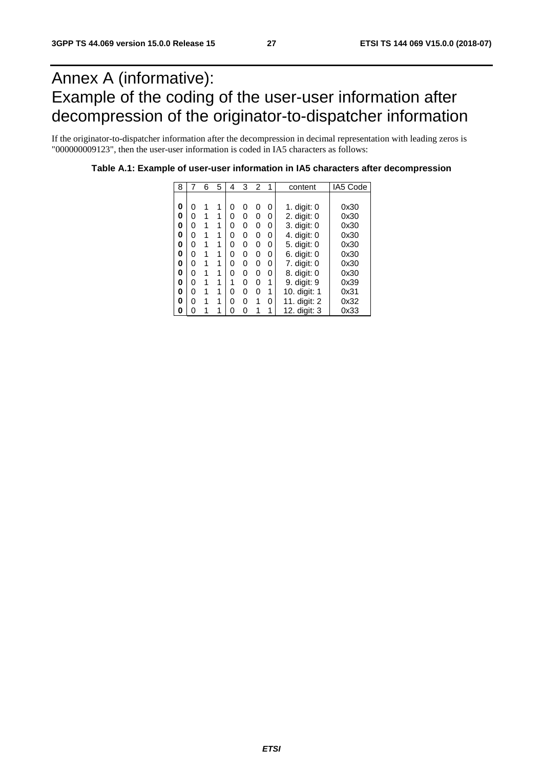# Annex A (informative): Example of the coding of the user-user information after decompression of the originator-to-dispatcher information

If the originator-to-dispatcher information after the decompression in decimal representation with leading zeros is "000000009123", then the user-user information is coded in IA5 characters as follows:

**Table A.1: Example of user-user information in IA5 characters after decompression**

| 8 | 7 | 6 | 5 | 4 | 3 | 2 | 1 | content | IA5 Code |
|---|---|---|---|---|---|---|---|---|---|
| **0** | 0 | 1 | 1 | 0 | 0 | 0 | 0 | 1. digit: 0 | 0x30 |
| **0** | 0 | 1 | 1 | 0 | 0 | 0 | 0 | 2. digit: 0 | 0x30 |
| **0** | 0 | 1 | 1 | 0 | 0 | 0 | 0 | 3. digit: 0 | 0x30 |
| **0** | 0 | 1 | 1 | 0 | 0 | 0 | 0 | 4. digit: 0 | 0x30 |
| **0** | 0 | 1 | 1 | 0 | 0 | 0 | 0 | 5. digit: 0 | 0x30 |
| **0** | 0 | 1 | 1 | 0 | 0 | 0 | 0 | 6. digit: 0 | 0x30 |
| **0** | 0 | 1 | 1 | 0 | 0 | 0 | 0 | 7. digit: 0 | 0x30 |
| **0** | 0 | 1 | 1 | 0 | 0 | 0 | 0 | 8. digit: 0 | 0x30 |
| **0** | 0 | 1 | 1 | 1 | 0 | 0 | 1 | 9. digit: 9 | 0x39 |
| **0** | 0 | 1 | 1 | 0 | 0 | 0 | 1 | 10. digit: 1 | 0x31 |
| **0** | 0 | 1 | 1 | 0 | 0 | 1 | 0 | 11. digit: 2 | 0x32 |
| **0** | 0 | 1 | 1 | 0 | 0 | 1 | 1 | 12. digit: 3 | 0x33 |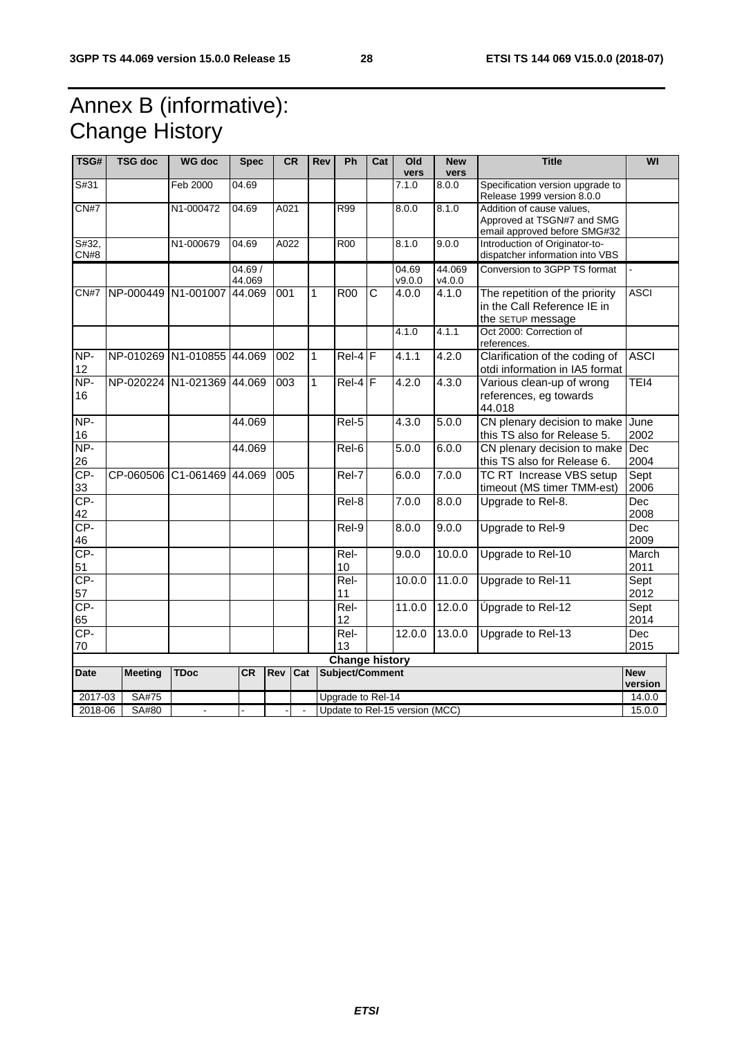# Annex B (informative): Change History

| TSG# | TSG doc | WG doc | Spec | CR | Rev | Ph | Cat | Old vers | New vers | Title | WI |
|---|---|---|---|---|---|---|---|---|---|---|---|
| S#31 | | Feb 2000 | 04.69 | | | | | 7.1.0 | 8.0.0 | Specification version upgrade to Release 1999 version 8.0.0 | |
| CN#7 | | N1-000472 | 04.69 | A021 | | R99 | | 8.0.0 | 8.1.0 | Addition of cause values, Approved at TSGN#7 and SMG email approved before SMG#32 | |
| S#32, CN#8 | | N1-000679 | 04.69 | A022 | | R00 | | 8.1.0 | 9.0.0 | Introduction of Originator-to-dispatcher information into VBS | |
| | | | 04.69 / 44.069 | | | | | 04.69 v9.0.0 | 44.069 v4.0.0 | Conversion to 3GPP TS format | - |
| CN#7 | NP-000449 | N1-001007 | 44.069 | 001 | 1 | R00 | C | 4.0.0 | 4.1.0 | The repetition of the priority in the Call Reference IE in the SETUP message | ASCI |
| | | | | | | | | 4.1.0 | 4.1.1 | Oct 2000: Correction of references. | |
| NP-12 | NP-010269 | N1-010855 | 44.069 | 002 | 1 | Rel-4 | F | 4.1.1 | 4.2.0 | Clarification of the coding of otdi information in IA5 format | ASCI |
| NP-16 | NP-020224 | N1-021369 | 44.069 | 003 | 1 | Rel-4 | F | 4.2.0 | 4.3.0 | Various clean-up of wrong references, eg towards 44.018 | TEI4 |
| NP-16 | | | 44.069 | | | Rel-5 | | 4.3.0 | 5.0.0 | CN plenary decision to make this TS also for Release 5. | June 2002 |
| NP-26 | | | 44.069 | | | Rel-6 | | 5.0.0 | 6.0.0 | CN plenary decision to make this TS also for Release 6. | Dec 2004 |
| CP-33 | CP-060506 | C1-061469 | 44.069 | 005 | | Rel-7 | | 6.0.0 | 7.0.0 | TC RT Increase VBS setup timeout (MS timer TMM-est) | Sept 2006 |
| CP-42 | | | | | | Rel-8 | | 7.0.0 | 8.0.0 | Upgrade to Rel-8. | Dec 2008 |
| CP-46 | | | | | | Rel-9 | | 8.0.0 | 9.0.0 | Upgrade to Rel-9 | Dec 2009 |
| CP-51 | | | | | | Rel-10 | | 9.0.0 | 10.0.0 | Upgrade to Rel-10 | March 2011 |
| CP-57 | | | | | | Rel-11 | | 10.0.0 | 11.0.0 | Upgrade to Rel-11 | Sept 2012 |
| CP-65 | | | | | | Rel-12 | | 11.0.0 | 12.0.0 | Upgrade to Rel-12 | Sept 2014 |
| CP-70 | | | | | | Rel-13 | | 12.0.0 | 13.0.0 | Upgrade to Rel-13 | Dec 2015 |

| Change history | | | | | | | |
|---|---|---|---|---|---|---|---|
| **Date** | **Meeting** | **TDoc** | **CR** | **Rev** | **Cat** | **Subject/Comment** | **New version** |
| 2017-03 | SA#75 | | | | | Upgrade to Rel-14 | 14.0.0 |
| 2018-06 | SA#80 | - | - | - | - | Update to Rel-15 version (MCC) | 15.0.0 |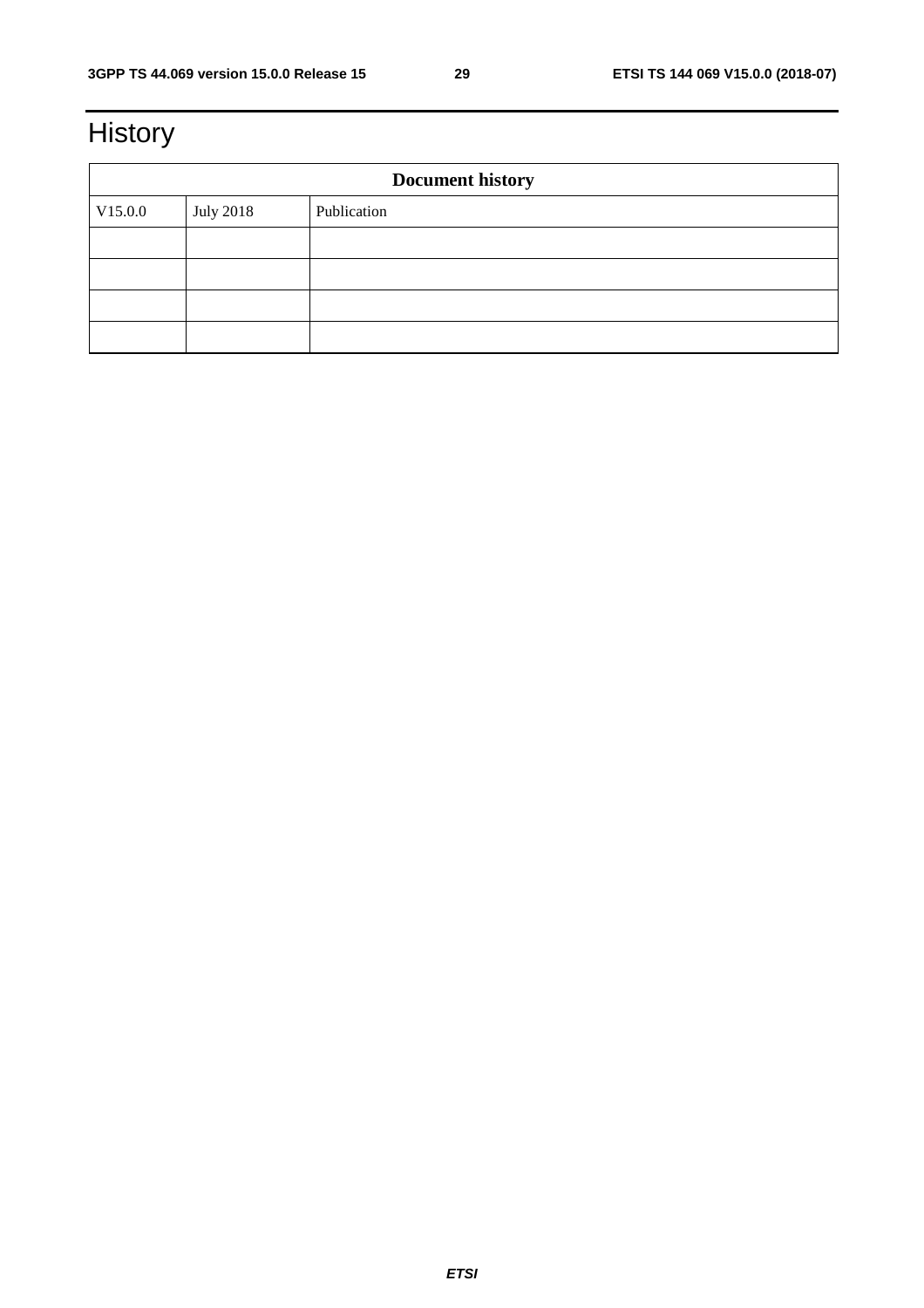# History

| Document history | | |
|---|---|---|
| V15.0.0 | July 2018 | Publication |
| | | |
| | | |
| | | |
| | | |